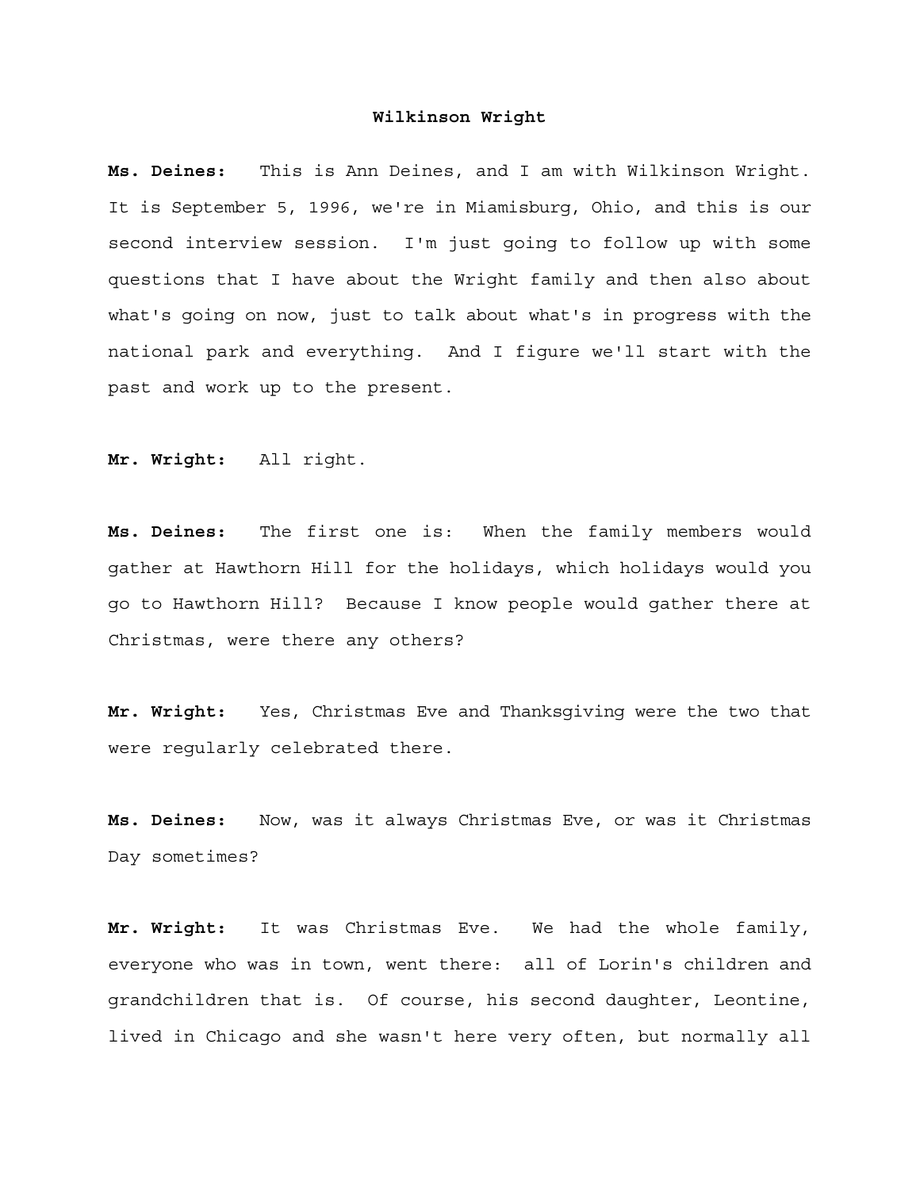# Wilkinson Wright

**Ms. Deines:** This is Ann Deines, and I am with Wilkinson Wright. It is September 5, 1996, we're in Miamisburg, Ohio, and this is our second interview session. I'm just going to follow up with some questions that I have about the Wright family and then also about what's going on now, just to talk about what's in progress with the national park and everything. And I figure we'll start with the past and work up to the present.

**Mr. Wright:** All right.

**Ms. Deines:** The first one is: When the family members would gather at Hawthorn Hill for the holidays, which holidays would you go to Hawthorn Hill? Because I know people would gather there at Christmas, were there any others?

**Mr. Wright:** Yes, Christmas Eve and Thanksgiving were the two that were regularly celebrated there.

**Ms. Deines:** Now, was it always Christmas Eve, or was it Christmas Day sometimes?

**Mr. Wright:** It was Christmas Eve. We had the whole family, everyone who was in town, went there: all of Lorin's children and grandchildren that is. Of course, his second daughter, Leontine, lived in Chicago and she wasn't here very often, but normally all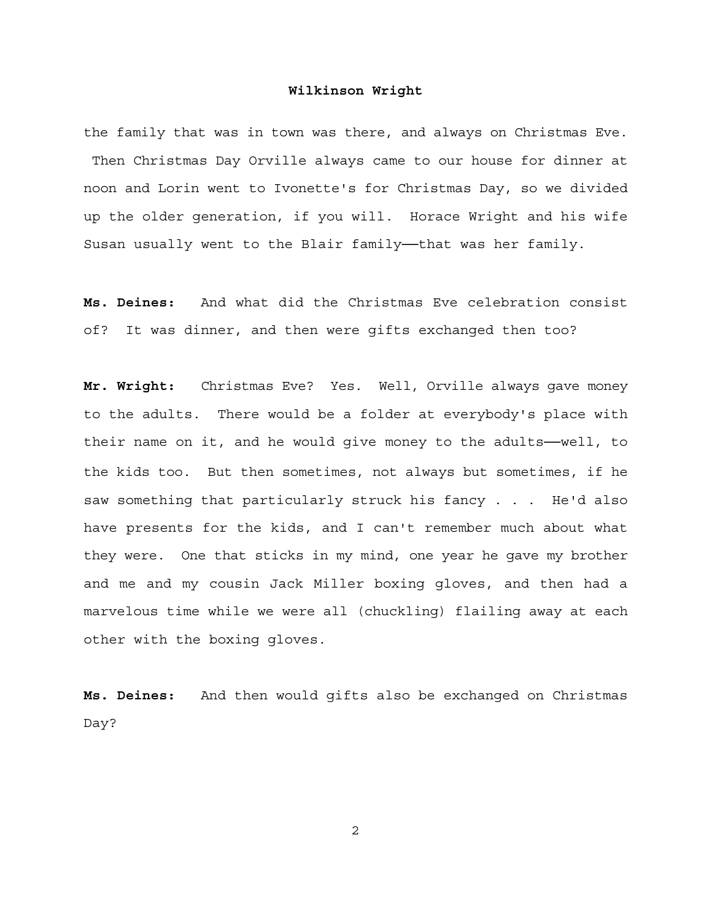the family that was in town was there, and always on Christmas Eve. Then Christmas Day Orville always came to our house for dinner at noon and Lorin went to Ivonette's for Christmas Day, so we divided up the older generation, if you will. Horace Wright and his wife Susan usually went to the Blair family——that was her family.

**Ms. Deines:** And what did the Christmas Eve celebration consist of? It was dinner, and then were gifts exchanged then too?

**Mr. Wright:** Christmas Eve? Yes. Well, Orville always gave money to the adults. There would be a folder at everybody's place with their name on it, and he would give money to the adults——well, to the kids too. But then sometimes, not always but sometimes, if he saw something that particularly struck his fancy . . . He'd also have presents for the kids, and I can't remember much about what they were. One that sticks in my mind, one year he gave my brother and me and my cousin Jack Miller boxing gloves, and then had a marvelous time while we were all (chuckling) flailing away at each other with the boxing gloves.

**Ms. Deines:** And then would gifts also be exchanged on Christmas Day?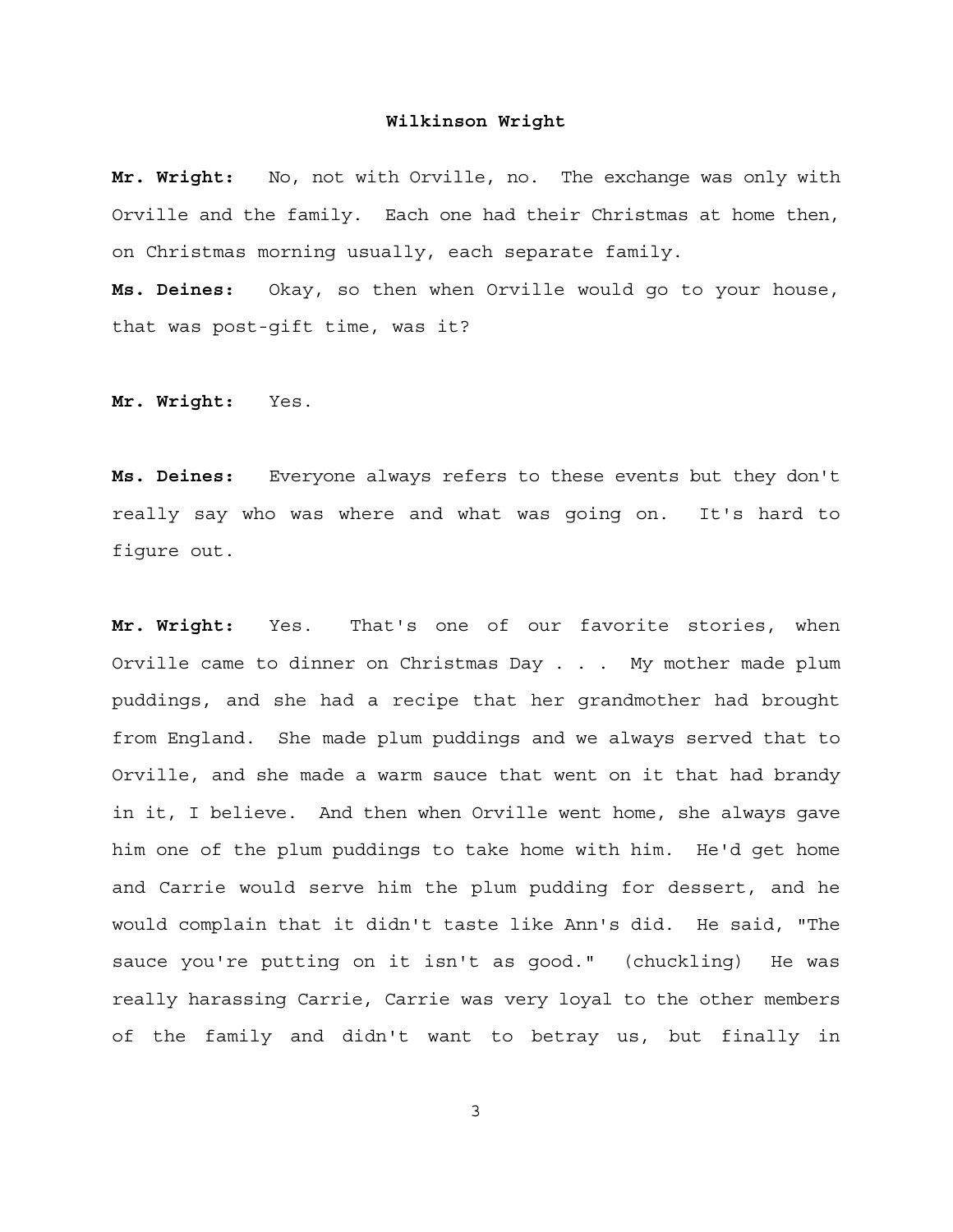**Mr. Wright:** No, not with Orville, no. The exchange was only with Orville and the family. Each one had their Christmas at home then, on Christmas morning usually, each separate family.

**Ms. Deines:** Okay, so then when Orville would go to your house, that was post-gift time, was it?

**Mr. Wright:** Yes.

**Ms. Deines:** Everyone always refers to these events but they don't really say who was where and what was going on. It's hard to figure out.

**Mr. Wright:** Yes. That's one of our favorite stories, when Orville came to dinner on Christmas Day . . . My mother made plum puddings, and she had a recipe that her grandmother had brought from England. She made plum puddings and we always served that to Orville, and she made a warm sauce that went on it that had brandy in it, I believe. And then when Orville went home, she always gave him one of the plum puddings to take home with him. He'd get home and Carrie would serve him the plum pudding for dessert, and he would complain that it didn't taste like Ann's did. He said, "The sauce you're putting on it isn't as good." (chuckling) He was really harassing Carrie, Carrie was very loyal to the other members of the family and didn't want to betray us, but finally in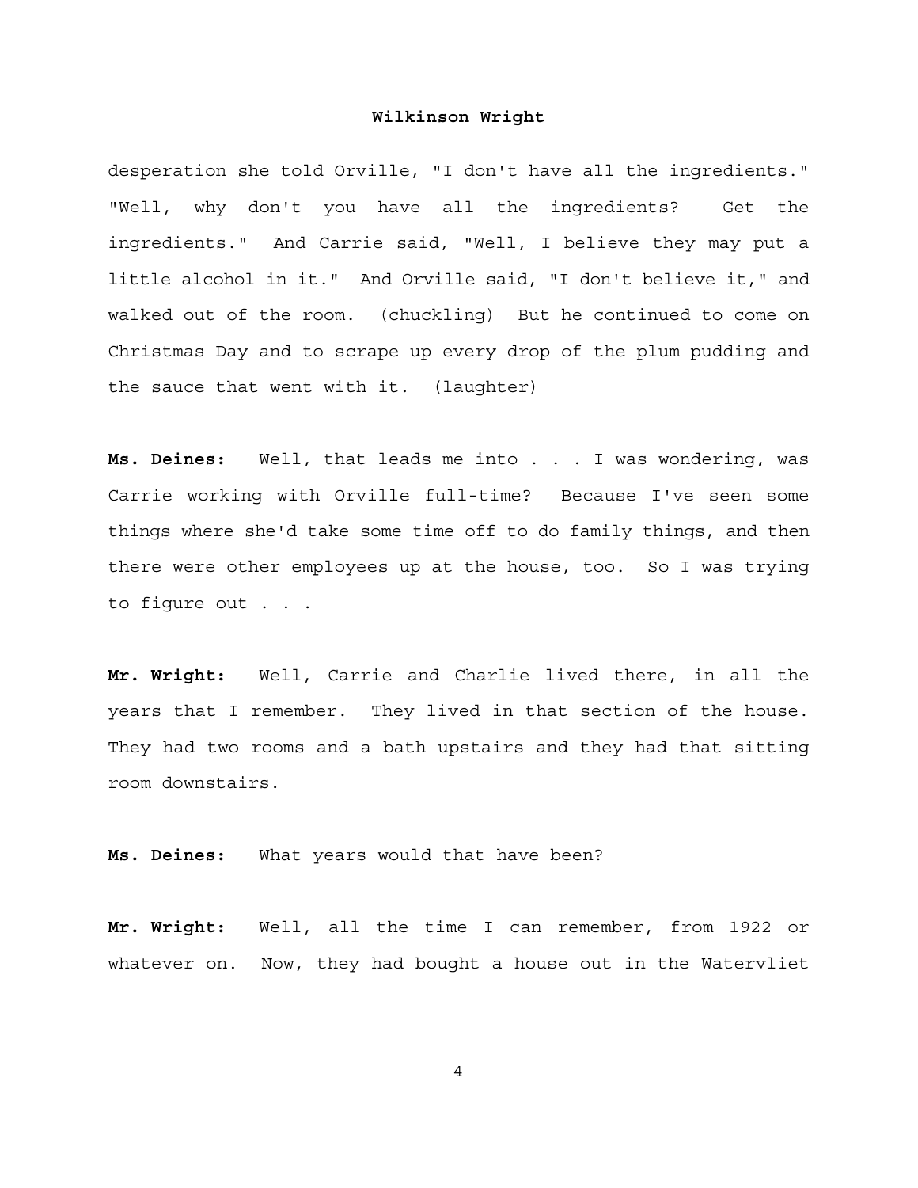desperation she told Orville, "I don't have all the ingredients." "Well, why don't you have all the ingredients? Get the ingredients." And Carrie said, "Well, I believe they may put a little alcohol in it." And Orville said, "I don't believe it," and walked out of the room. (chuckling) But he continued to come on Christmas Day and to scrape up every drop of the plum pudding and the sauce that went with it. (laughter)

**Ms. Deines:** Well, that leads me into . . . I was wondering, was Carrie working with Orville full-time? Because I've seen some things where she'd take some time off to do family things, and then there were other employees up at the house, too. So I was trying to figure out . . .

**Mr. Wright:** Well, Carrie and Charlie lived there, in all the years that I remember. They lived in that section of the house. They had two rooms and a bath upstairs and they had that sitting room downstairs.

**Ms. Deines:** What years would that have been?

**Mr. Wright:** Well, all the time I can remember, from 1922 or whatever on. Now, they had bought a house out in the Watervliet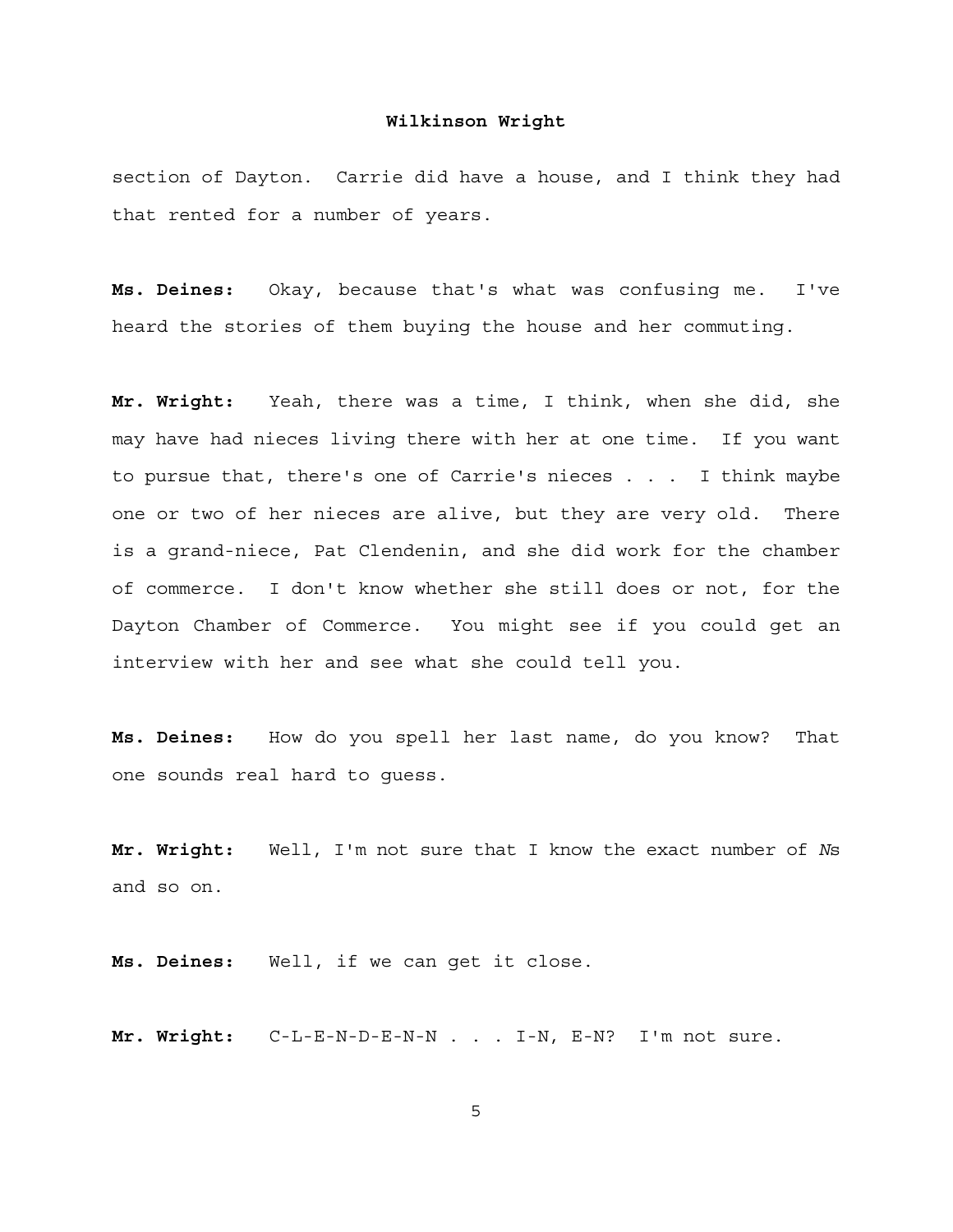section of Dayton. Carrie did have a house, and I think they had that rented for a number of years.

**Ms. Deines:** Okay, because that's what was confusing me. I've heard the stories of them buying the house and her commuting.

**Mr. Wright:** Yeah, there was a time, I think, when she did, she may have had nieces living there with her at one time. If you want to pursue that, there's one of Carrie's nieces . . . I think maybe one or two of her nieces are alive, but they are very old. There is a grand-niece, Pat Clendenin, and she did work for the chamber of commerce. I don't know whether she still does or not, for the Dayton Chamber of Commerce. You might see if you could get an interview with her and see what she could tell you.

**Ms. Deines:** How do you spell her last name, do you know? That one sounds real hard to guess.

**Mr. Wright:** Well, I'm not sure that I know the exact number of *N*s and so on.

**Ms. Deines:** Well, if we can get it close.

**Mr. Wright:** C-L-E-N-D-E-N-N . . . I-N, E-N? I'm not sure.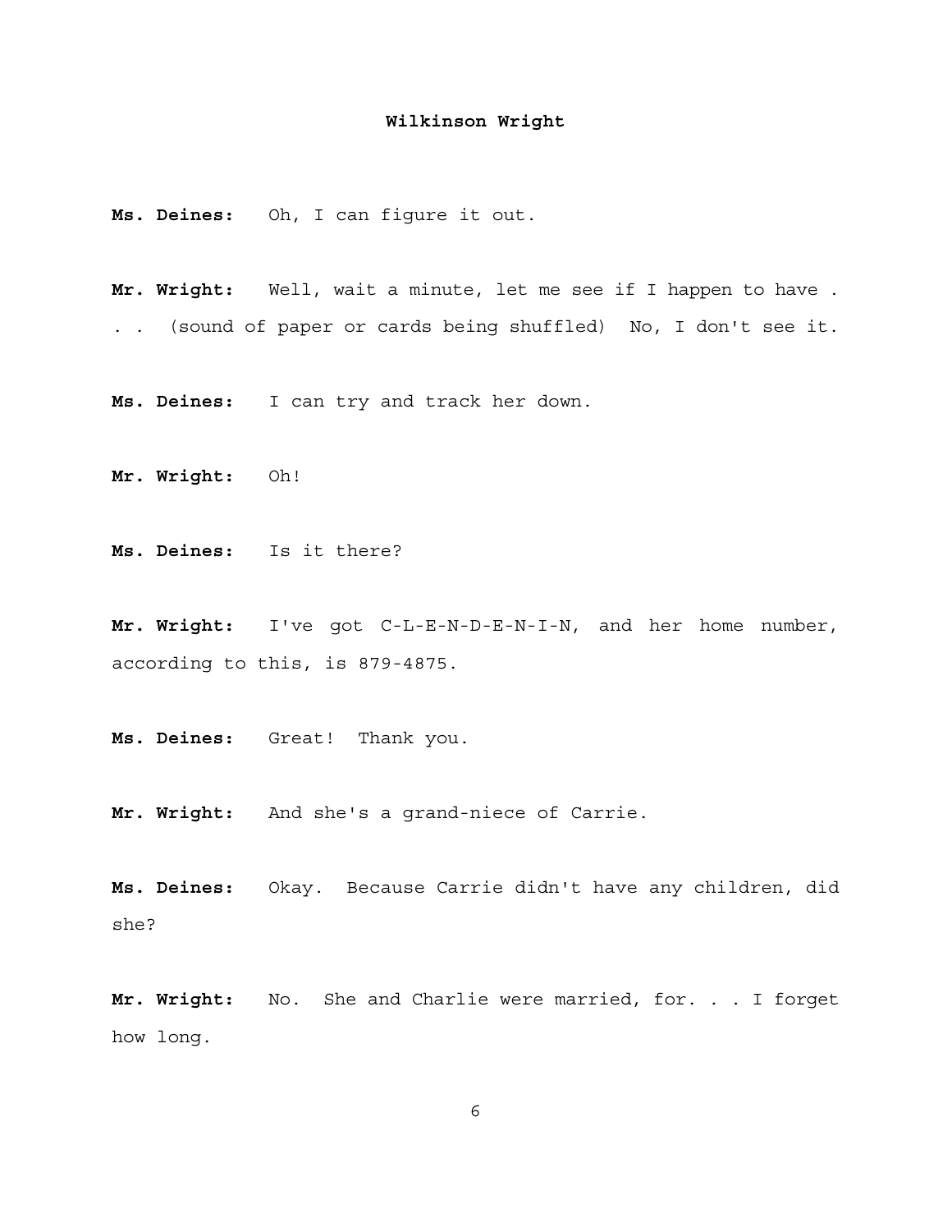**Ms. Deines:** Oh, I can figure it out.

**Mr. Wright:** Well, wait a minute, let me see if I happen to have . . . (sound of paper or cards being shuffled) No, I don't see it.

**Ms. Deines:** I can try and track her down.

**Mr. Wright:** Oh!

**Ms. Deines:** Is it there?

**Mr. Wright:** I've got C-L-E-N-D-E-N-I-N, and her home number, according to this, is 879-4875.

**Ms. Deines:** Great! Thank you.

**Mr. Wright:** And she's a grand-niece of Carrie.

**Ms. Deines:** Okay. Because Carrie didn't have any children, did she?

**Mr. Wright:** No. She and Charlie were married, for. . . I forget how long.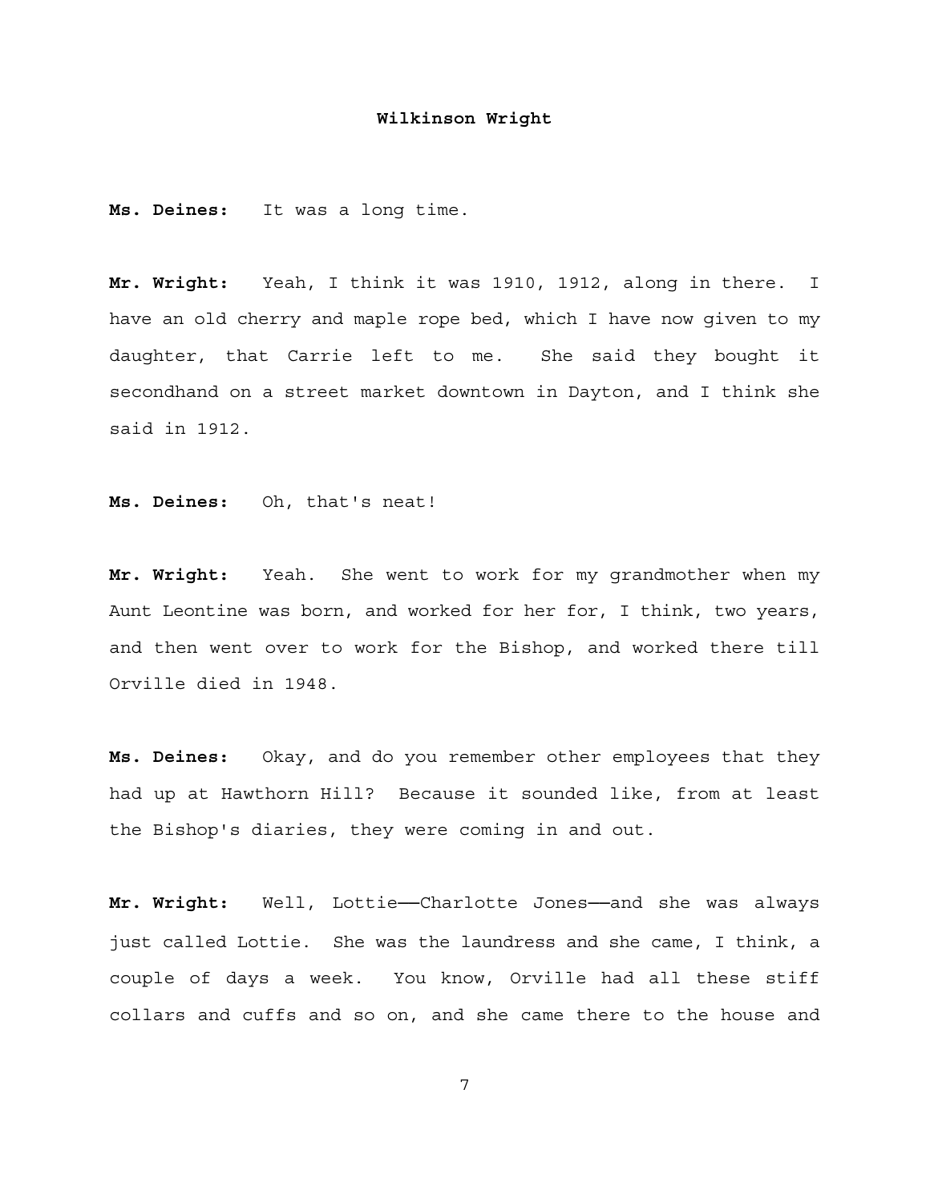**Ms. Deines:** It was a long time.

**Mr. Wright:** Yeah, I think it was 1910, 1912, along in there. I have an old cherry and maple rope bed, which I have now given to my daughter, that Carrie left to me. She said they bought it secondhand on a street market downtown in Dayton, and I think she said in 1912.

**Ms. Deines:** Oh, that's neat!

**Mr. Wright:** Yeah. She went to work for my grandmother when my Aunt Leontine was born, and worked for her for, I think, two years, and then went over to work for the Bishop, and worked there till Orville died in 1948.

**Ms. Deines:** Okay, and do you remember other employees that they had up at Hawthorn Hill? Because it sounded like, from at least the Bishop's diaries, they were coming in and out.

**Mr. Wright:** Well, Lottie——Charlotte Jones——and she was always just called Lottie. She was the laundress and she came, I think, a couple of days a week. You know, Orville had all these stiff collars and cuffs and so on, and she came there to the house and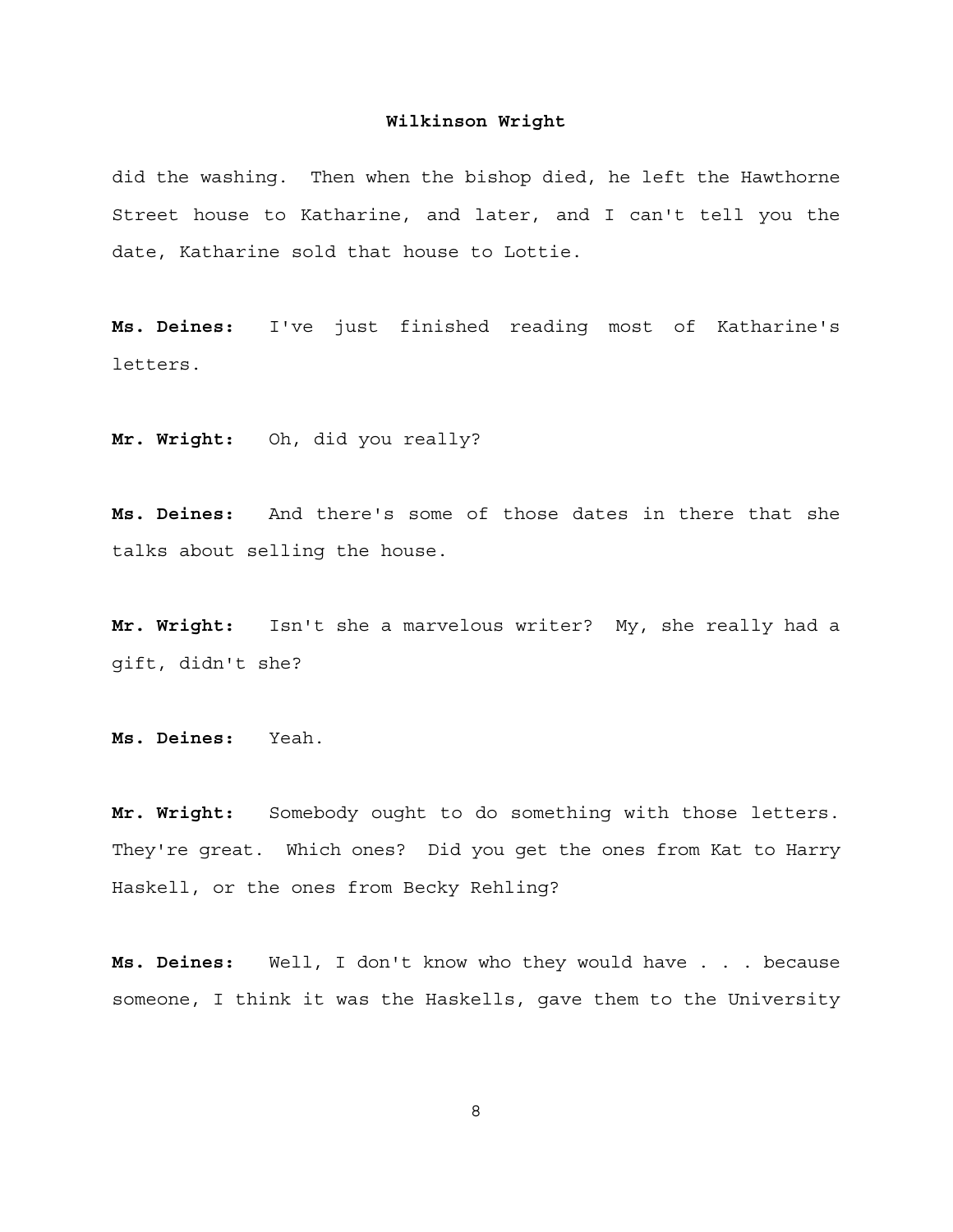did the washing. Then when the bishop died, he left the Hawthorne Street house to Katharine, and later, and I can't tell you the date, Katharine sold that house to Lottie.

**Ms. Deines:** I've just finished reading most of Katharine's letters.

**Mr. Wright:** Oh, did you really?

**Ms. Deines:** And there's some of those dates in there that she talks about selling the house.

**Mr. Wright:** Isn't she a marvelous writer? My, she really had a gift, didn't she?

**Ms. Deines:** Yeah.

**Mr. Wright:** Somebody ought to do something with those letters. They're great. Which ones? Did you get the ones from Kat to Harry Haskell, or the ones from Becky Rehling?

**Ms. Deines:** Well, I don't know who they would have . . . because someone, I think it was the Haskells, gave them to the University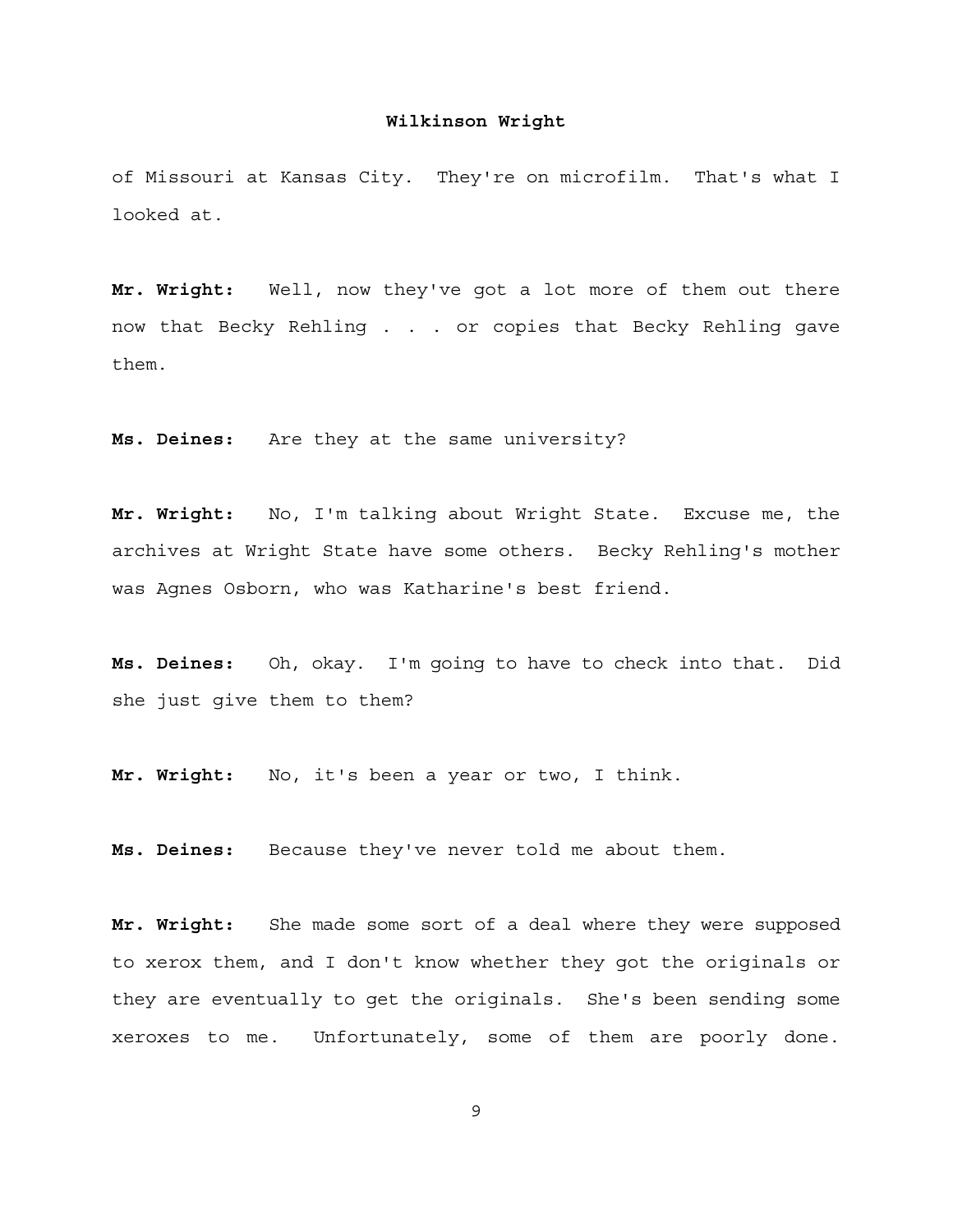of Missouri at Kansas City. They're on microfilm. That's what I looked at.

**Mr. Wright:** Well, now they've got a lot more of them out there now that Becky Rehling . . . or copies that Becky Rehling gave them.

**Ms. Deines:** Are they at the same university?

**Mr. Wright:** No, I'm talking about Wright State. Excuse me, the archives at Wright State have some others. Becky Rehling's mother was Agnes Osborn, who was Katharine's best friend.

**Ms. Deines:** Oh, okay. I'm going to have to check into that. Did she just give them to them?

**Mr. Wright:** No, it's been a year or two, I think.

**Ms. Deines:** Because they've never told me about them.

**Mr. Wright:** She made some sort of a deal where they were supposed to xerox them, and I don't know whether they got the originals or they are eventually to get the originals. She's been sending some xeroxes to me. Unfortunately, some of them are poorly done.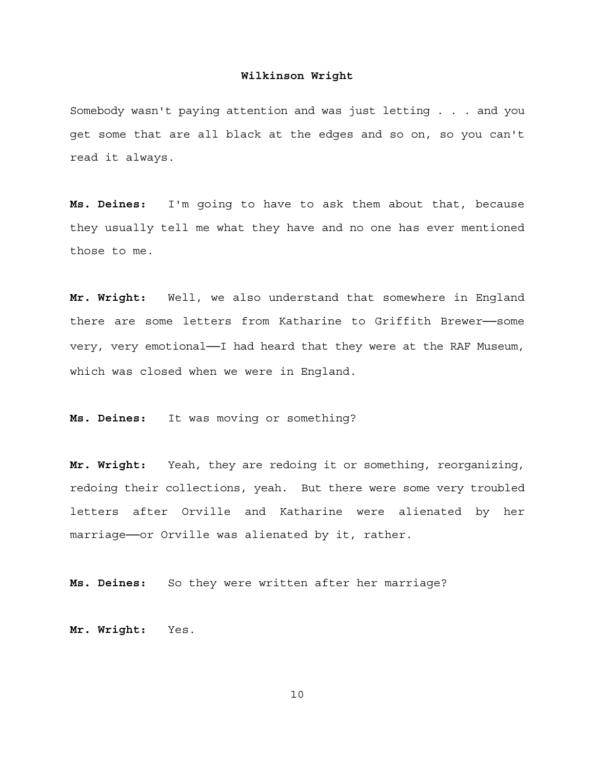Somebody wasn't paying attention and was just letting . . . and you get some that are all black at the edges and so on, so you can't read it always.

**Ms. Deines:** I'm going to have to ask them about that, because they usually tell me what they have and no one has ever mentioned those to me.

**Mr. Wright:** Well, we also understand that somewhere in England there are some letters from Katharine to Griffith Brewer——some very, very emotional——I had heard that they were at the RAF Museum, which was closed when we were in England.

**Ms. Deines:** It was moving or something?

**Mr. Wright:** Yeah, they are redoing it or something, reorganizing, redoing their collections, yeah. But there were some very troubled letters after Orville and Katharine were alienated by her marriage——or Orville was alienated by it, rather.

**Ms. Deines:** So they were written after her marriage?

**Mr. Wright:** Yes.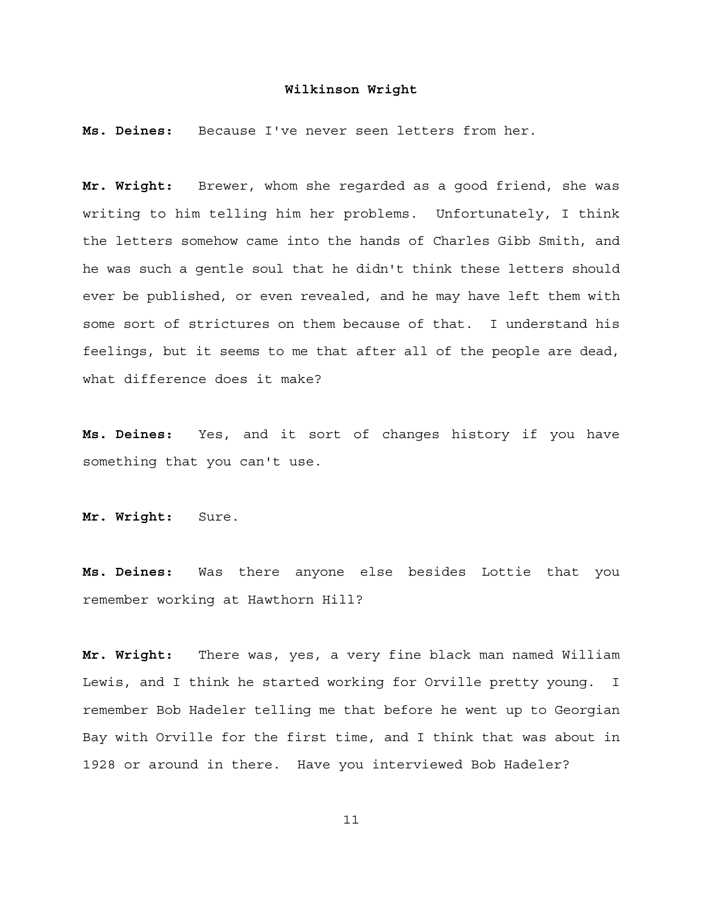**Ms. Deines:** Because I've never seen letters from her.

**Mr. Wright:** Brewer, whom she regarded as a good friend, she was writing to him telling him her problems. Unfortunately, I think the letters somehow came into the hands of Charles Gibb Smith, and he was such a gentle soul that he didn't think these letters should ever be published, or even revealed, and he may have left them with some sort of strictures on them because of that. I understand his feelings, but it seems to me that after all of the people are dead, what difference does it make?

**Ms. Deines:** Yes, and it sort of changes history if you have something that you can't use.

**Mr. Wright:** Sure.

**Ms. Deines:** Was there anyone else besides Lottie that you remember working at Hawthorn Hill?

**Mr. Wright:** There was, yes, a very fine black man named William Lewis, and I think he started working for Orville pretty young. I remember Bob Hadeler telling me that before he went up to Georgian Bay with Orville for the first time, and I think that was about in 1928 or around in there. Have you interviewed Bob Hadeler?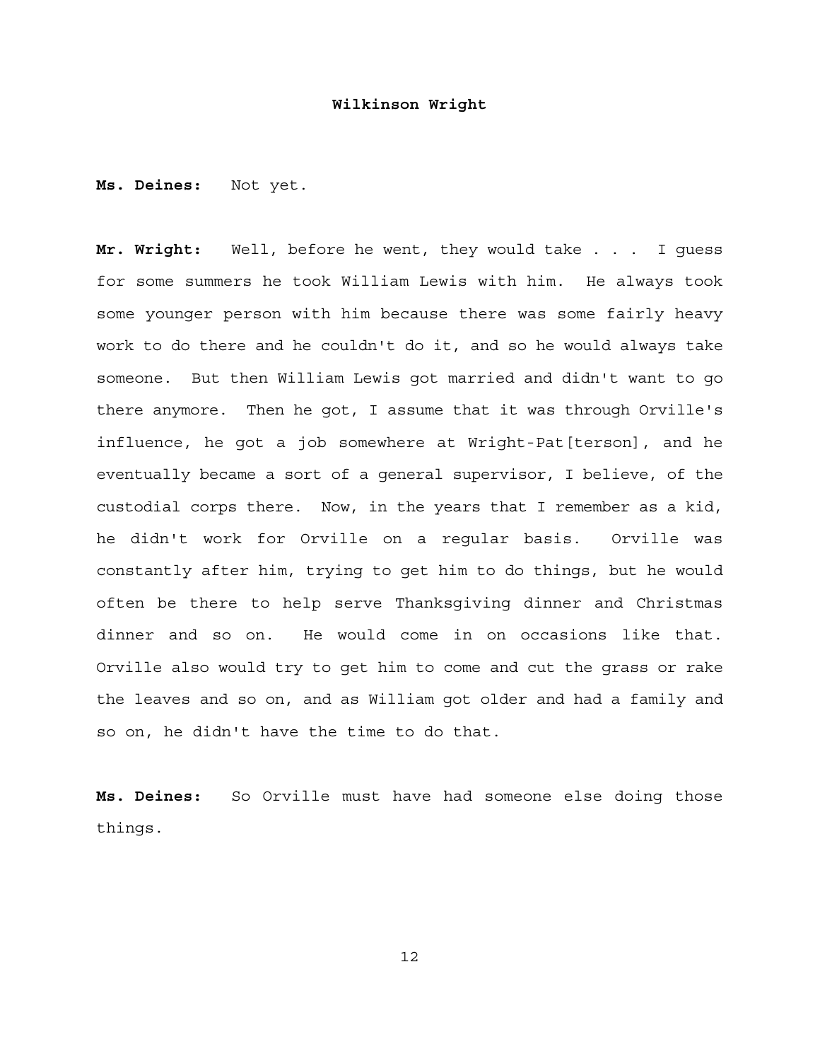**Ms. Deines:** Not yet.

**Mr. Wright:** Well, before he went, they would take . . . I guess for some summers he took William Lewis with him. He always took some younger person with him because there was some fairly heavy work to do there and he couldn't do it, and so he would always take someone. But then William Lewis got married and didn't want to go there anymore. Then he got, I assume that it was through Orville's influence, he got a job somewhere at Wright-Pat[terson], and he eventually became a sort of a general supervisor, I believe, of the custodial corps there. Now, in the years that I remember as a kid, he didn't work for Orville on a regular basis. Orville was constantly after him, trying to get him to do things, but he would often be there to help serve Thanksgiving dinner and Christmas dinner and so on. He would come in on occasions like that. Orville also would try to get him to come and cut the grass or rake the leaves and so on, and as William got older and had a family and so on, he didn't have the time to do that.

**Ms. Deines:** So Orville must have had someone else doing those things.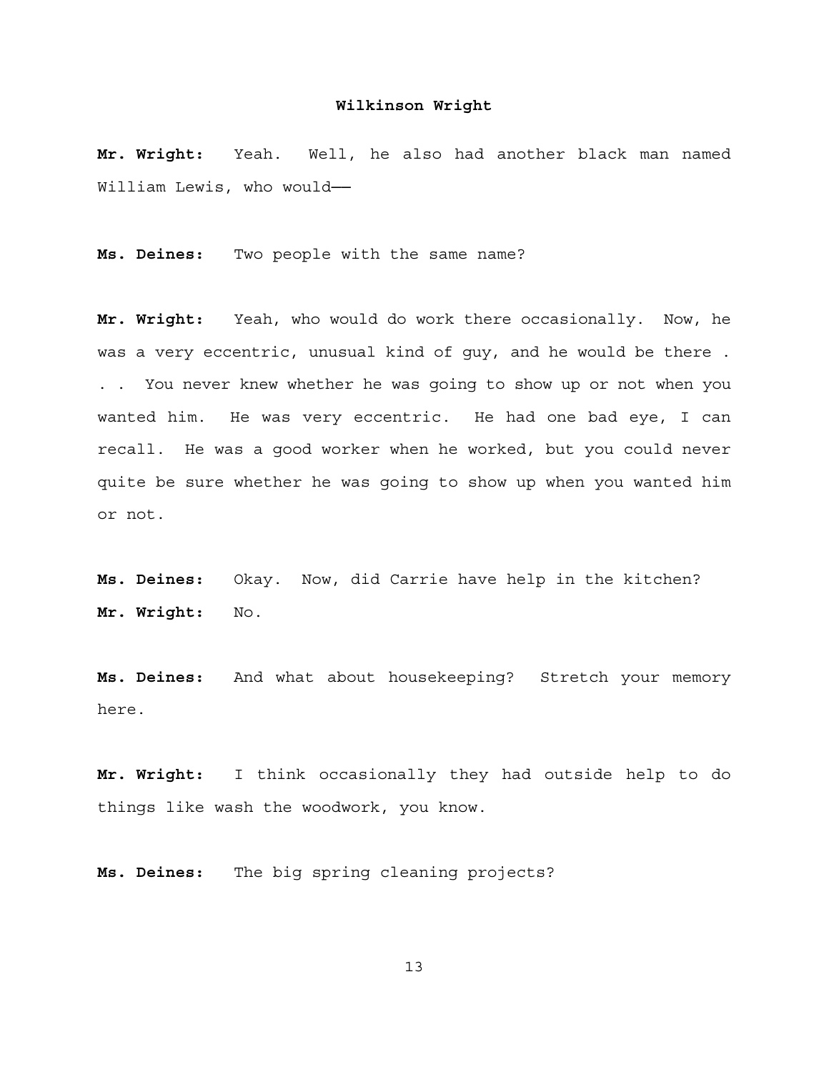**Mr. Wright:** Yeah. Well, he also had another black man named William Lewis, who would——

**Ms. Deines:** Two people with the same name?

**Mr. Wright:** Yeah, who would do work there occasionally. Now, he was a very eccentric, unusual kind of guy, and he would be there . . . You never knew whether he was going to show up or not when you wanted him. He was very eccentric. He had one bad eye, I can recall. He was a good worker when he worked, but you could never quite be sure whether he was going to show up when you wanted him or not.

**Ms. Deines:** Okay. Now, did Carrie have help in the kitchen?

**Mr. Wright:** No.

**Ms. Deines:** And what about housekeeping? Stretch your memory here.

**Mr. Wright:** I think occasionally they had outside help to do things like wash the woodwork, you know.

**Ms. Deines:** The big spring cleaning projects?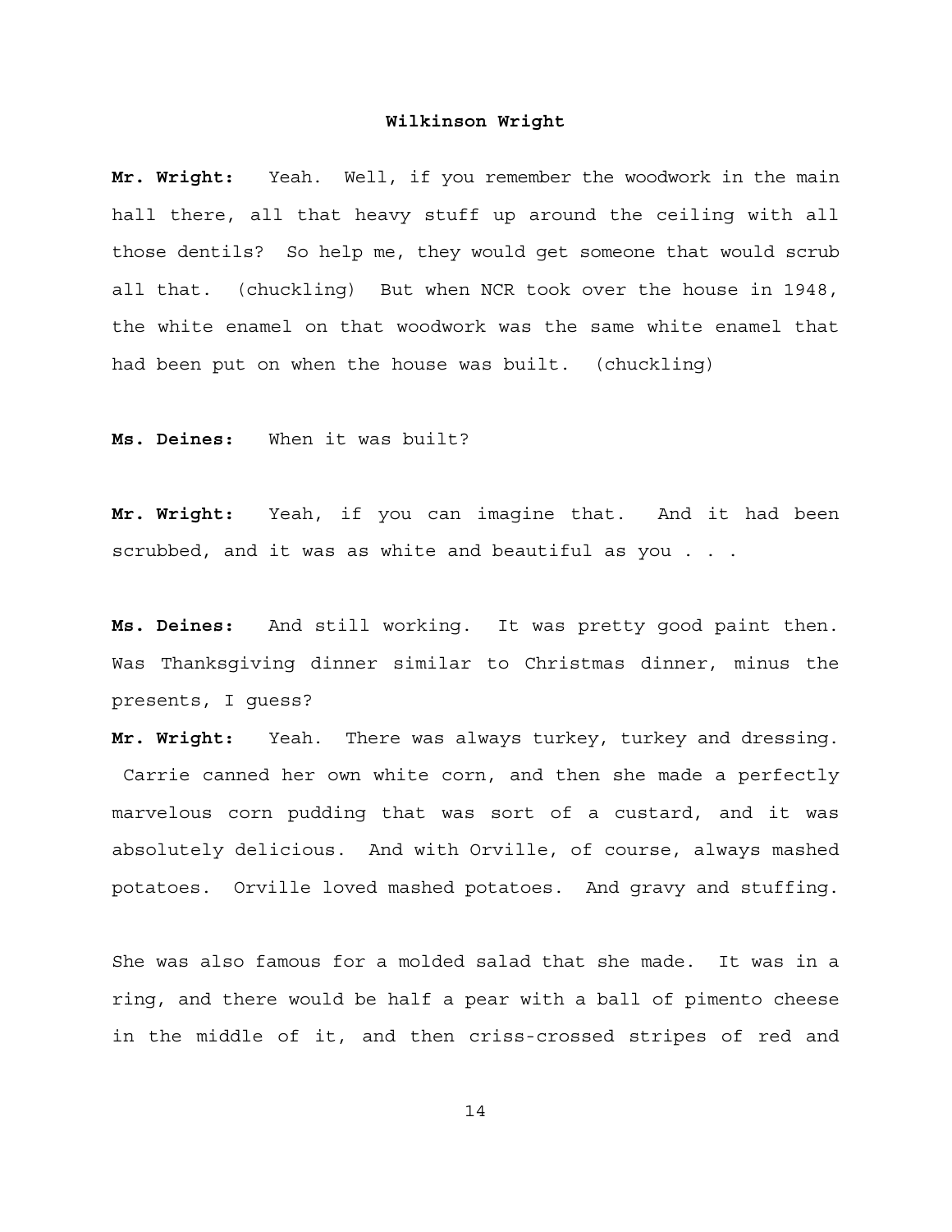**Mr. Wright:** Yeah. Well, if you remember the woodwork in the main hall there, all that heavy stuff up around the ceiling with all those dentils? So help me, they would get someone that would scrub all that. (chuckling) But when NCR took over the house in 1948, the white enamel on that woodwork was the same white enamel that had been put on when the house was built. (chuckling)

**Ms. Deines:** When it was built?

**Mr. Wright:** Yeah, if you can imagine that. And it had been scrubbed, and it was as white and beautiful as you . . .

**Ms. Deines:** And still working. It was pretty good paint then. Was Thanksgiving dinner similar to Christmas dinner, minus the presents, I guess?

**Mr. Wright:** Yeah. There was always turkey, turkey and dressing. Carrie canned her own white corn, and then she made a perfectly marvelous corn pudding that was sort of a custard, and it was absolutely delicious. And with Orville, of course, always mashed potatoes. Orville loved mashed potatoes. And gravy and stuffing.

She was also famous for a molded salad that she made. It was in a ring, and there would be half a pear with a ball of pimento cheese in the middle of it, and then criss-crossed stripes of red and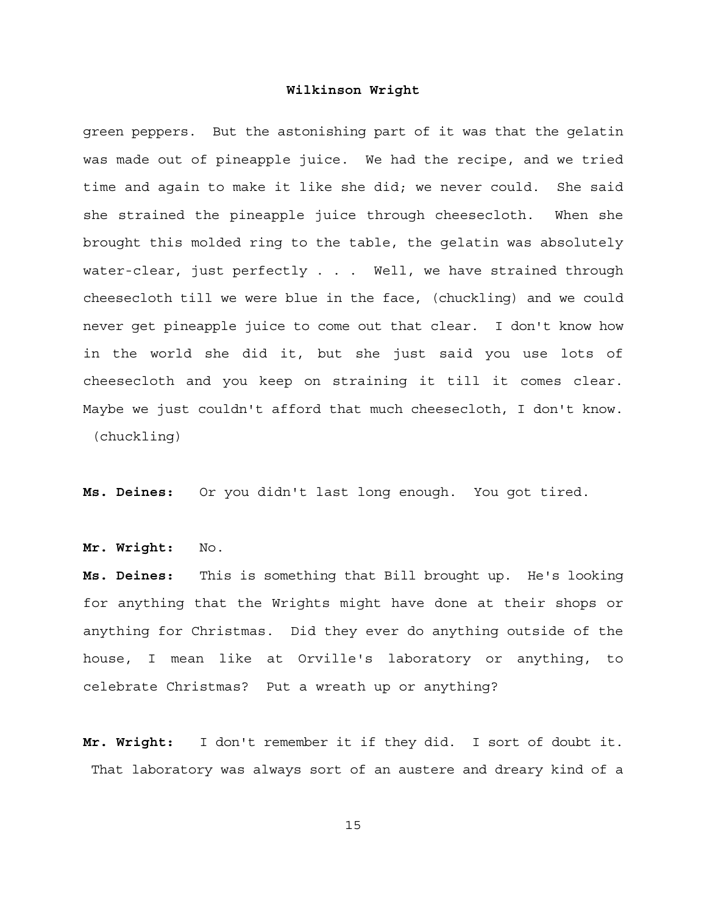green peppers. But the astonishing part of it was that the gelatin was made out of pineapple juice. We had the recipe, and we tried time and again to make it like she did; we never could. She said she strained the pineapple juice through cheesecloth. When she brought this molded ring to the table, the gelatin was absolutely water-clear, just perfectly . . . Well, we have strained through cheesecloth till we were blue in the face, (chuckling) and we could never get pineapple juice to come out that clear. I don't know how in the world she did it, but she just said you use lots of cheesecloth and you keep on straining it till it comes clear. Maybe we just couldn't afford that much cheesecloth, I don't know. (chuckling)

**Ms. Deines:** Or you didn't last long enough. You got tired.

**Mr. Wright:** No.

**Ms. Deines:** This is something that Bill brought up. He's looking for anything that the Wrights might have done at their shops or anything for Christmas. Did they ever do anything outside of the house, I mean like at Orville's laboratory or anything, to celebrate Christmas? Put a wreath up or anything?

**Mr. Wright:** I don't remember it if they did. I sort of doubt it. That laboratory was always sort of an austere and dreary kind of a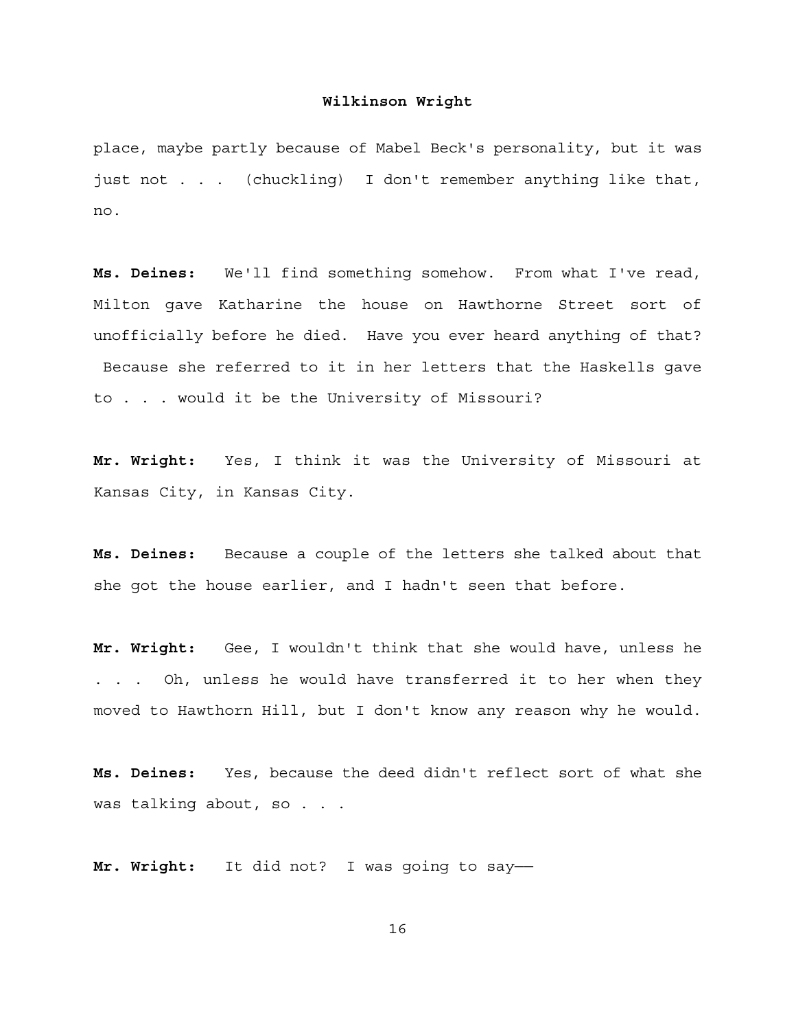place, maybe partly because of Mabel Beck's personality, but it was just not . . . (chuckling) I don't remember anything like that, no.

**Ms. Deines:** We'll find something somehow. From what I've read, Milton gave Katharine the house on Hawthorne Street sort of unofficially before he died. Have you ever heard anything of that? Because she referred to it in her letters that the Haskells gave to . . . would it be the University of Missouri?

**Mr. Wright:** Yes, I think it was the University of Missouri at Kansas City, in Kansas City.

**Ms. Deines:** Because a couple of the letters she talked about that she got the house earlier, and I hadn't seen that before.

**Mr. Wright:** Gee, I wouldn't think that she would have, unless he . . . Oh, unless he would have transferred it to her when they moved to Hawthorn Hill, but I don't know any reason why he would.

**Ms. Deines:** Yes, because the deed didn't reflect sort of what she was talking about, so . . .

**Mr. Wright:** It did not? I was going to say——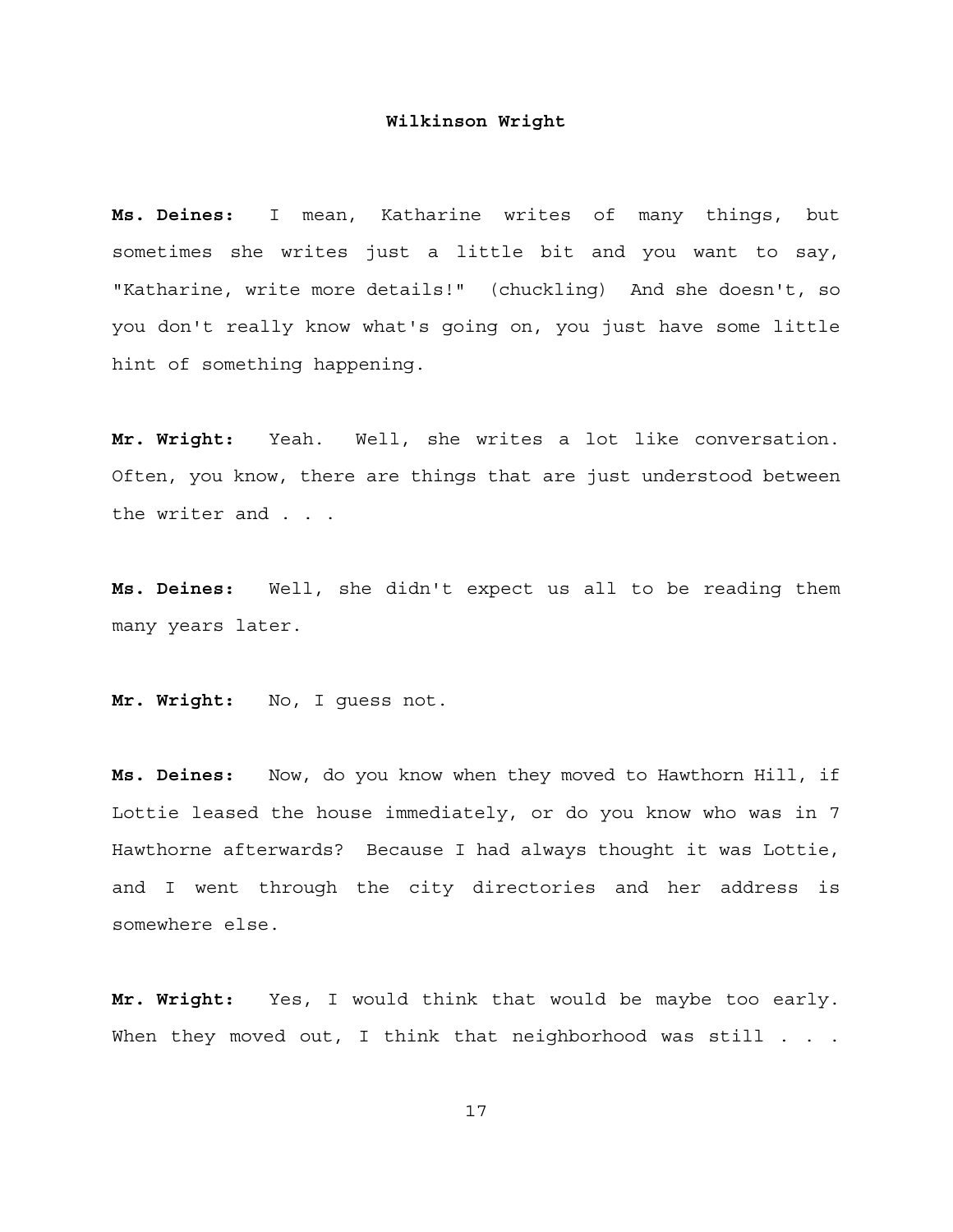**Ms. Deines:** I mean, Katharine writes of many things, but sometimes she writes just a little bit and you want to say, "Katharine, write more details!" (chuckling) And she doesn't, so you don't really know what's going on, you just have some little hint of something happening.

**Mr. Wright:** Yeah. Well, she writes a lot like conversation. Often, you know, there are things that are just understood between the writer and . . .

**Ms. Deines:** Well, she didn't expect us all to be reading them many years later.

**Mr. Wright:** No, I guess not.

**Ms. Deines:** Now, do you know when they moved to Hawthorn Hill, if Lottie leased the house immediately, or do you know who was in 7 Hawthorne afterwards? Because I had always thought it was Lottie, and I went through the city directories and her address is somewhere else.

**Mr. Wright:** Yes, I would think that would be maybe too early. When they moved out, I think that neighborhood was still . . .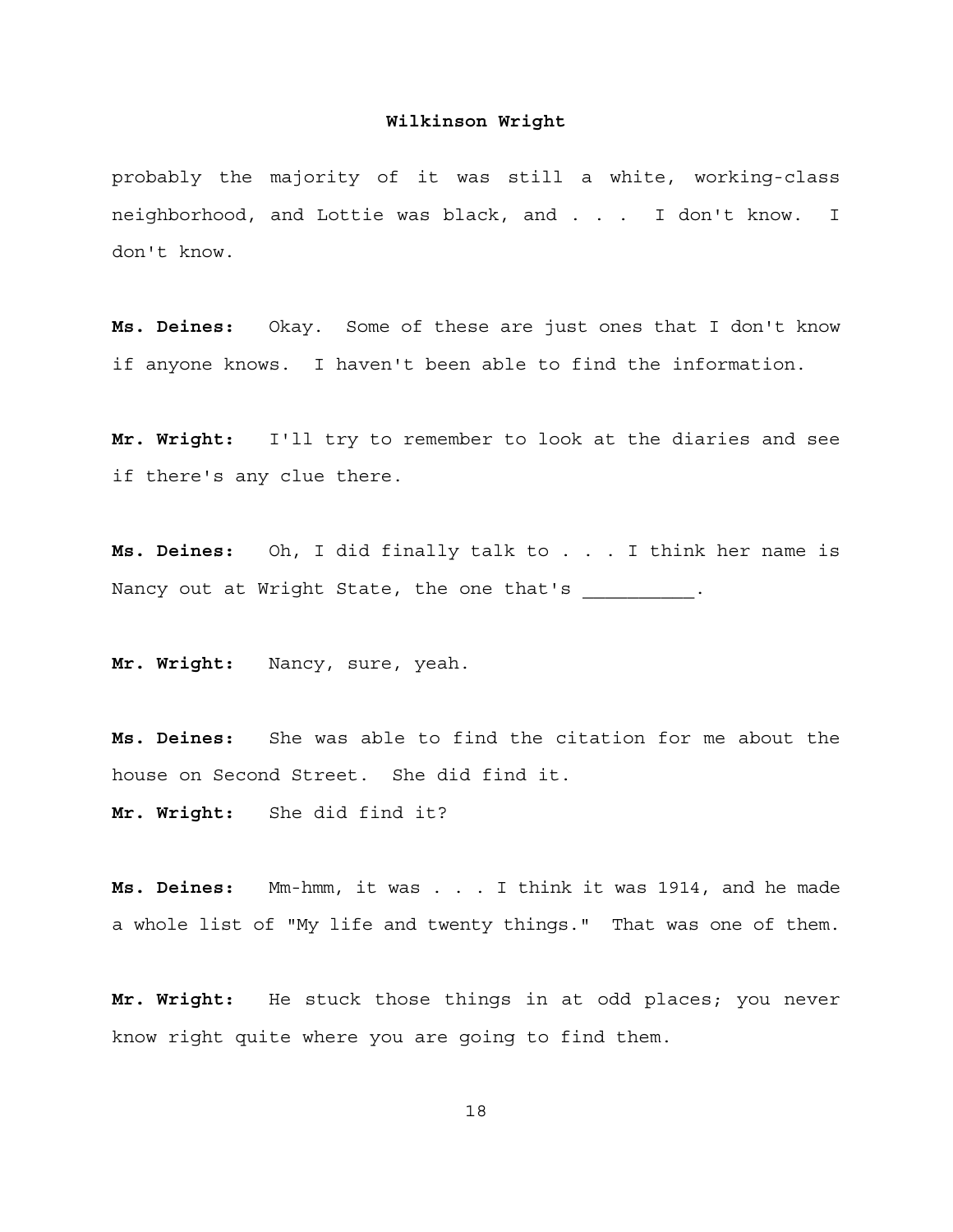probably the majority of it was still a white, working-class neighborhood, and Lottie was black, and . . . I don't know. I don't know.

**Ms. Deines:** Okay. Some of these are just ones that I don't know if anyone knows. I haven't been able to find the information.

**Mr. Wright:** I'll try to remember to look at the diaries and see if there's any clue there.

**Ms. Deines:** Oh, I did finally talk to . . . I think her name is Nancy out at Wright State, the one that's __________.

**Mr. Wright:** Nancy, sure, yeah.

**Ms. Deines:** She was able to find the citation for me about the house on Second Street. She did find it.

**Mr. Wright:** She did find it?

**Ms. Deines:** Mm-hmm, it was . . . I think it was 1914, and he made a whole list of "My life and twenty things." That was one of them.

**Mr. Wright:** He stuck those things in at odd places; you never know right quite where you are going to find them.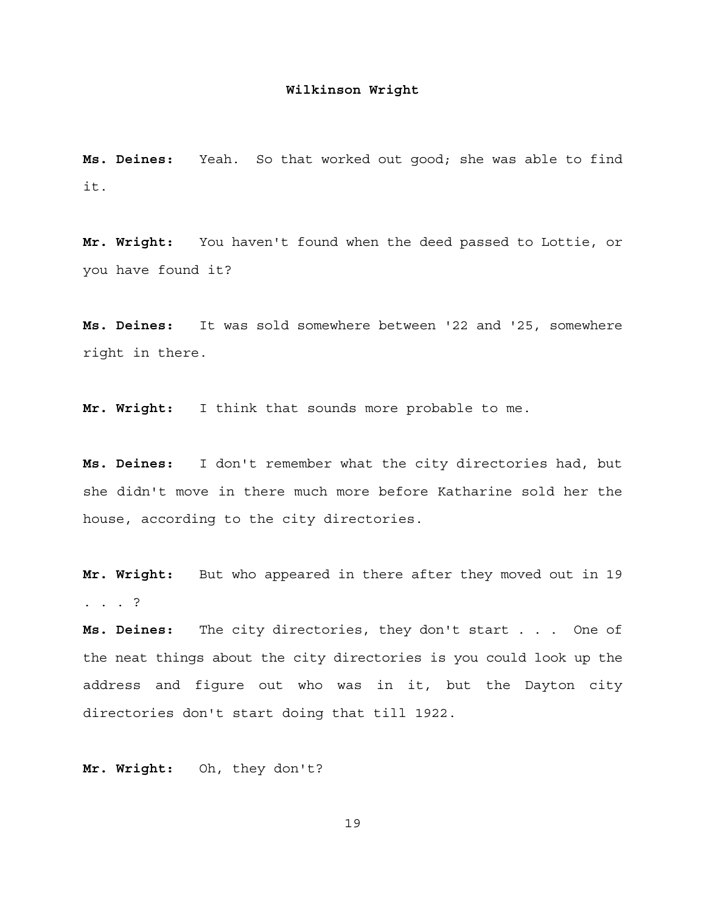**Ms. Deines:** Yeah. So that worked out good; she was able to find it.

**Mr. Wright:** You haven't found when the deed passed to Lottie, or you have found it?

**Ms. Deines:** It was sold somewhere between '22 and '25, somewhere right in there.

**Mr. Wright:** I think that sounds more probable to me.

**Ms. Deines:** I don't remember what the city directories had, but she didn't move in there much more before Katharine sold her the house, according to the city directories.

**Mr. Wright:** But who appeared in there after they moved out in 19 . . . ?

**Ms. Deines:** The city directories, they don't start . . . One of the neat things about the city directories is you could look up the address and figure out who was in it, but the Dayton city directories don't start doing that till 1922.

**Mr. Wright:** Oh, they don't?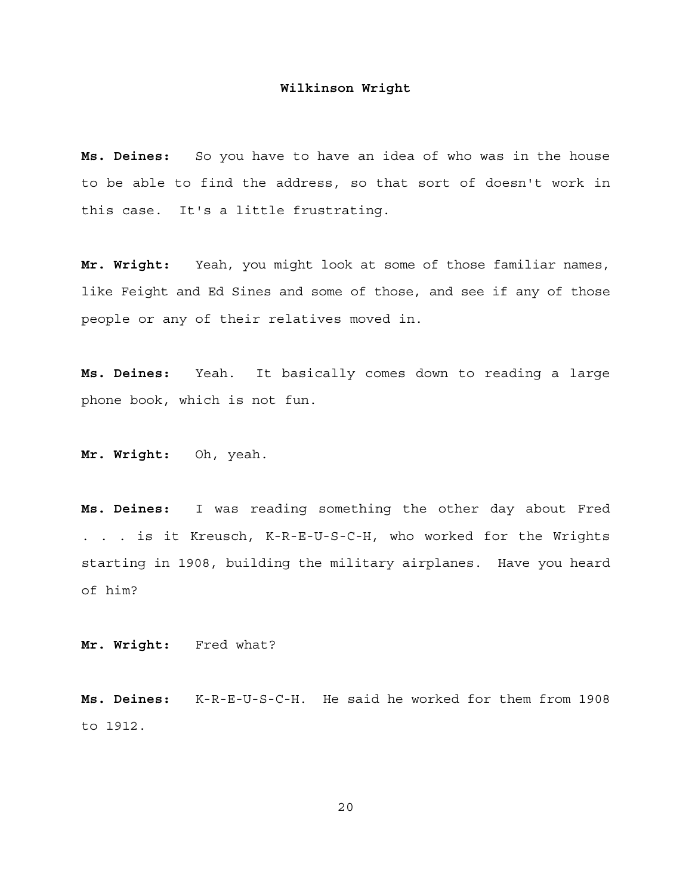**Ms. Deines:** So you have to have an idea of who was in the house to be able to find the address, so that sort of doesn't work in this case. It's a little frustrating.

**Mr. Wright:** Yeah, you might look at some of those familiar names, like Feight and Ed Sines and some of those, and see if any of those people or any of their relatives moved in.

**Ms. Deines:** Yeah. It basically comes down to reading a large phone book, which is not fun.

**Mr. Wright:** Oh, yeah.

**Ms. Deines:** I was reading something the other day about Fred . . . is it Kreusch, K-R-E-U-S-C-H, who worked for the Wrights starting in 1908, building the military airplanes. Have you heard of him?

**Mr. Wright:** Fred what?

**Ms. Deines:** K-R-E-U-S-C-H. He said he worked for them from 1908 to 1912.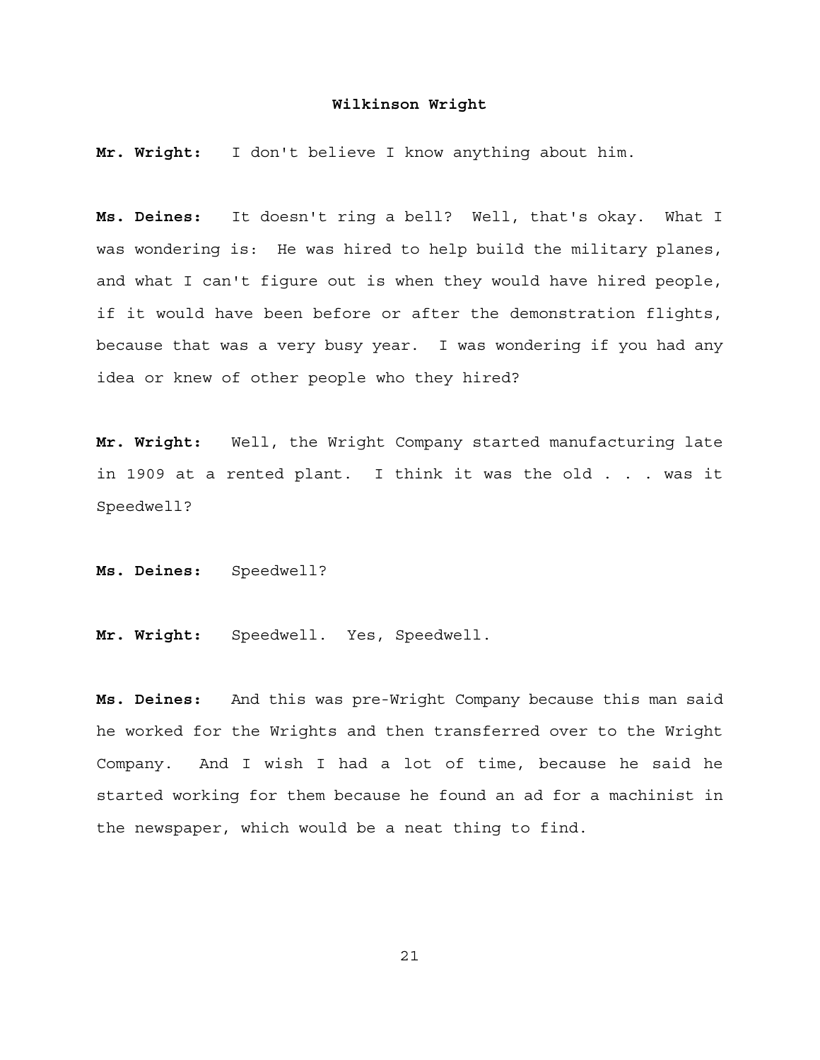**Mr. Wright:** I don't believe I know anything about him.

**Ms. Deines:** It doesn't ring a bell? Well, that's okay. What I was wondering is: He was hired to help build the military planes, and what I can't figure out is when they would have hired people, if it would have been before or after the demonstration flights, because that was a very busy year. I was wondering if you had any idea or knew of other people who they hired?

**Mr. Wright:** Well, the Wright Company started manufacturing late in 1909 at a rented plant. I think it was the old . . . was it Speedwell?

**Ms. Deines:** Speedwell?

**Mr. Wright:** Speedwell. Yes, Speedwell.

**Ms. Deines:** And this was pre-Wright Company because this man said he worked for the Wrights and then transferred over to the Wright Company. And I wish I had a lot of time, because he said he started working for them because he found an ad for a machinist in the newspaper, which would be a neat thing to find.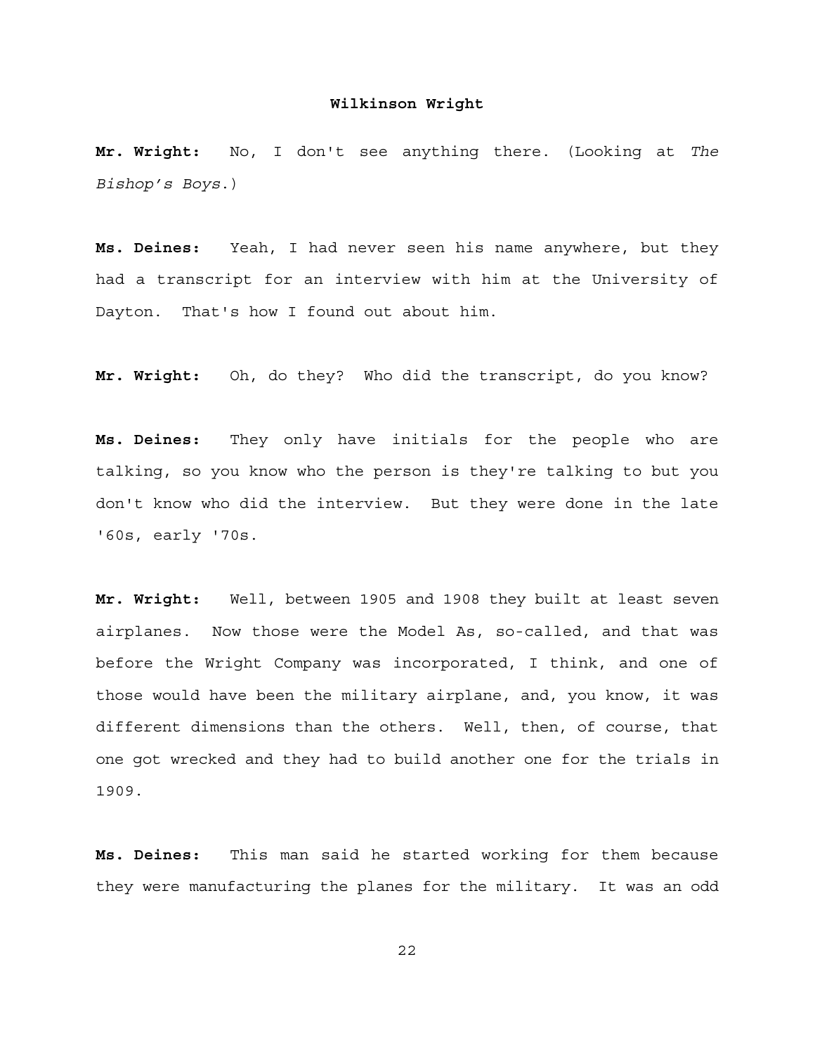**Mr. Wright:** No, I don't see anything there. (Looking at *The Bishop's Boys*.)

**Ms. Deines:** Yeah, I had never seen his name anywhere, but they had a transcript for an interview with him at the University of Dayton. That's how I found out about him.

**Mr. Wright:** Oh, do they? Who did the transcript, do you know?

**Ms. Deines:** They only have initials for the people who are talking, so you know who the person is they're talking to but you don't know who did the interview. But they were done in the late '60s, early '70s.

**Mr. Wright:** Well, between 1905 and 1908 they built at least seven airplanes. Now those were the Model As, so-called, and that was before the Wright Company was incorporated, I think, and one of those would have been the military airplane, and, you know, it was different dimensions than the others. Well, then, of course, that one got wrecked and they had to build another one for the trials in 1909.

**Ms. Deines:** This man said he started working for them because they were manufacturing the planes for the military. It was an odd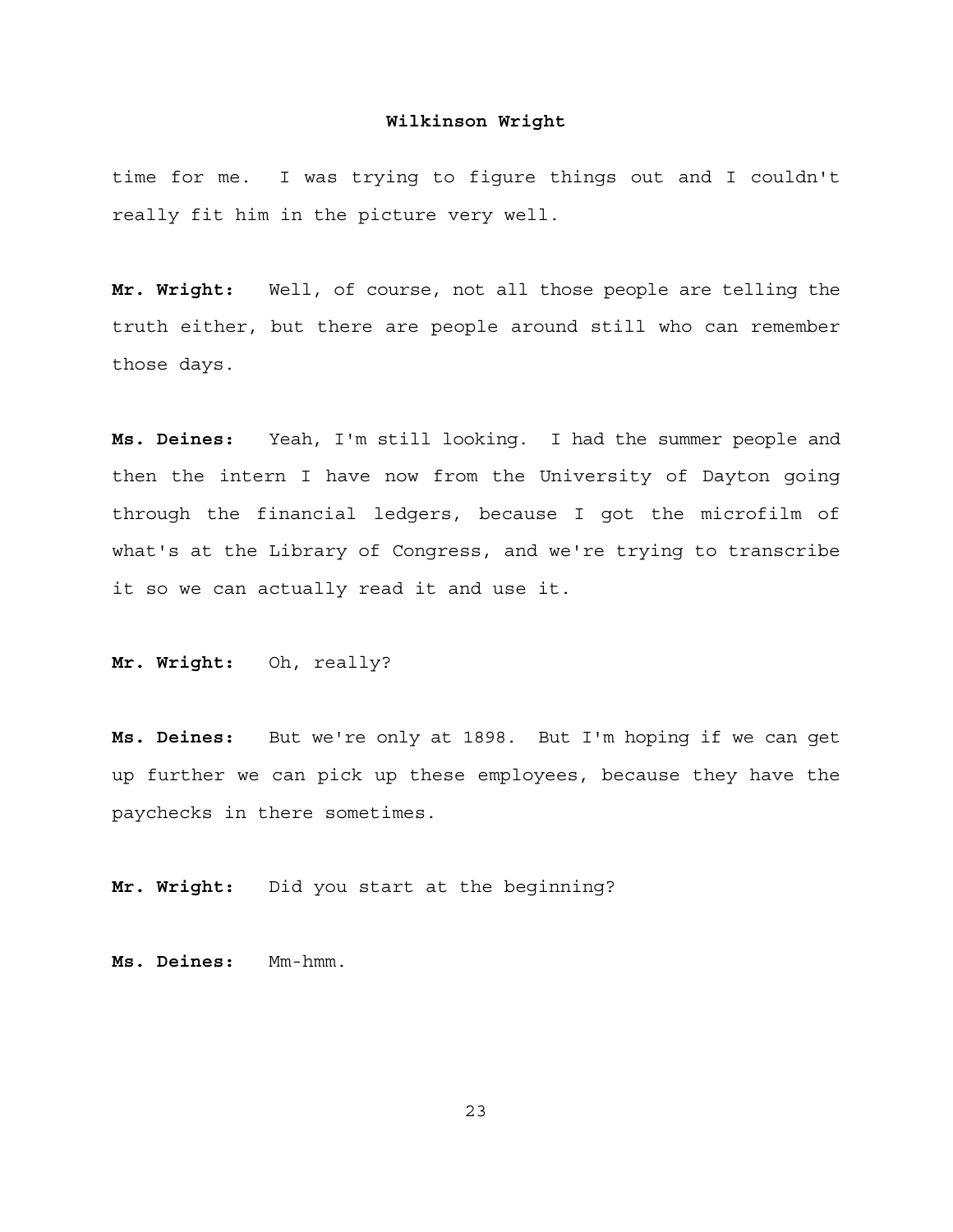time for me. I was trying to figure things out and I couldn't really fit him in the picture very well.

**Mr. Wright:** Well, of course, not all those people are telling the truth either, but there are people around still who can remember those days.

**Ms. Deines:** Yeah, I'm still looking. I had the summer people and then the intern I have now from the University of Dayton going through the financial ledgers, because I got the microfilm of what's at the Library of Congress, and we're trying to transcribe it so we can actually read it and use it.

**Mr. Wright:** Oh, really?

**Ms. Deines:** But we're only at 1898. But I'm hoping if we can get up further we can pick up these employees, because they have the paychecks in there sometimes.

**Mr. Wright:** Did you start at the beginning?

**Ms. Deines:** Mm-hmm.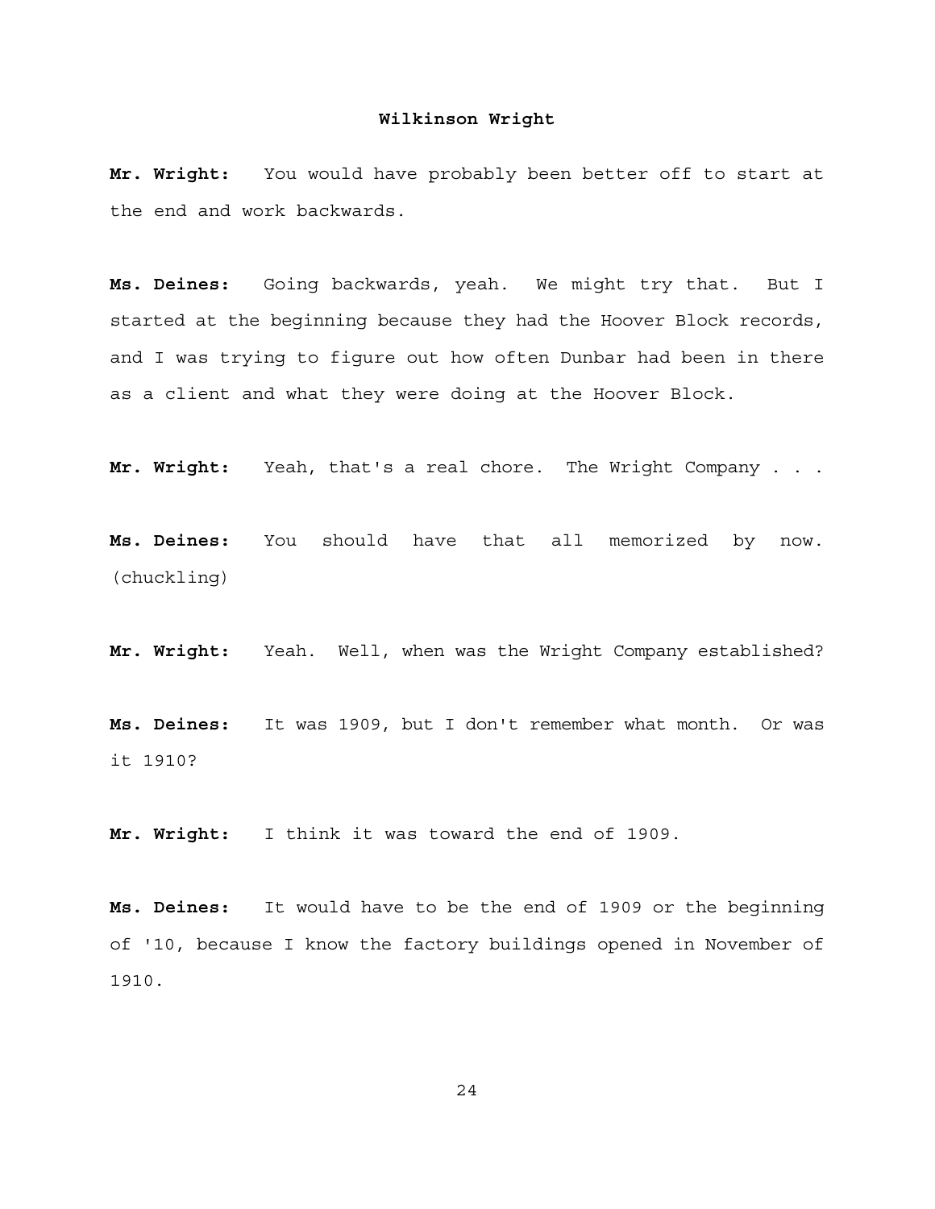**Mr. Wright:** You would have probably been better off to start at the end and work backwards.

**Ms. Deines:** Going backwards, yeah. We might try that. But I started at the beginning because they had the Hoover Block records, and I was trying to figure out how often Dunbar had been in there as a client and what they were doing at the Hoover Block.

**Mr. Wright:** Yeah, that's a real chore. The Wright Company . . .

**Ms. Deines:** You should have that all memorized by now. (chuckling)

**Mr. Wright:** Yeah. Well, when was the Wright Company established?

**Ms. Deines:** It was 1909, but I don't remember what month. Or was it 1910?

**Mr. Wright:** I think it was toward the end of 1909.

**Ms. Deines:** It would have to be the end of 1909 or the beginning of '10, because I know the factory buildings opened in November of 1910.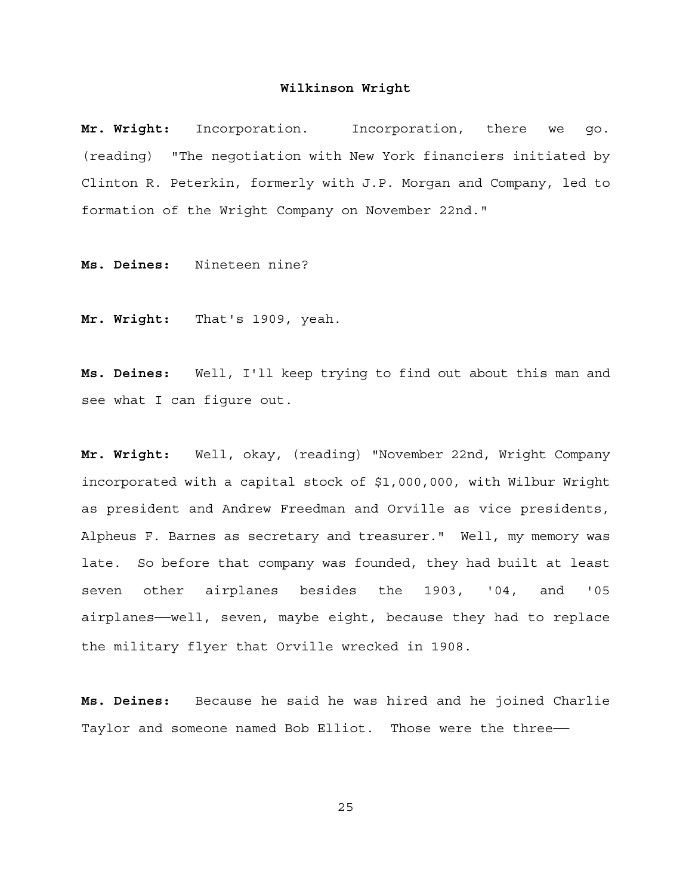**Mr. Wright:** Incorporation. Incorporation, there we go. (reading) "The negotiation with New York financiers initiated by Clinton R. Peterkin, formerly with J.P. Morgan and Company, led to formation of the Wright Company on November 22nd."

**Ms. Deines:** Nineteen nine?

**Mr. Wright:** That's 1909, yeah.

**Ms. Deines:** Well, I'll keep trying to find out about this man and see what I can figure out.

**Mr. Wright:** Well, okay, (reading) "November 22nd, Wright Company incorporated with a capital stock of $1,000,000, with Wilbur Wright as president and Andrew Freedman and Orville as vice presidents, Alpheus F. Barnes as secretary and treasurer." Well, my memory was late. So before that company was founded, they had built at least seven other airplanes besides the 1903, '04, and '05 airplanes——well, seven, maybe eight, because they had to replace the military flyer that Orville wrecked in 1908.

**Ms. Deines:** Because he said he was hired and he joined Charlie Taylor and someone named Bob Elliot. Those were the three——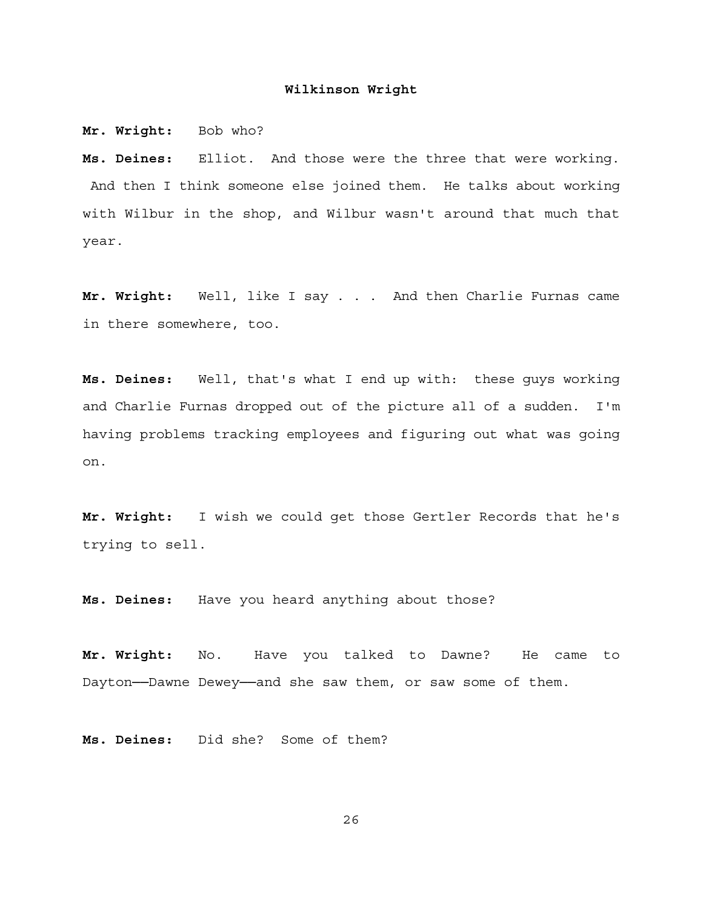**Mr. Wright:** Bob who?

**Ms. Deines:** Elliot. And those were the three that were working. And then I think someone else joined them. He talks about working with Wilbur in the shop, and Wilbur wasn't around that much that year.

**Mr. Wright:** Well, like I say . . . And then Charlie Furnas came in there somewhere, too.

**Ms. Deines:** Well, that's what I end up with: these guys working and Charlie Furnas dropped out of the picture all of a sudden. I'm having problems tracking employees and figuring out what was going on.

**Mr. Wright:** I wish we could get those Gertler Records that he's trying to sell.

**Ms. Deines:** Have you heard anything about those?

**Mr. Wright:** No. Have you talked to Dawne? He came to Dayton——Dawne Dewey——and she saw them, or saw some of them.

**Ms. Deines:** Did she? Some of them?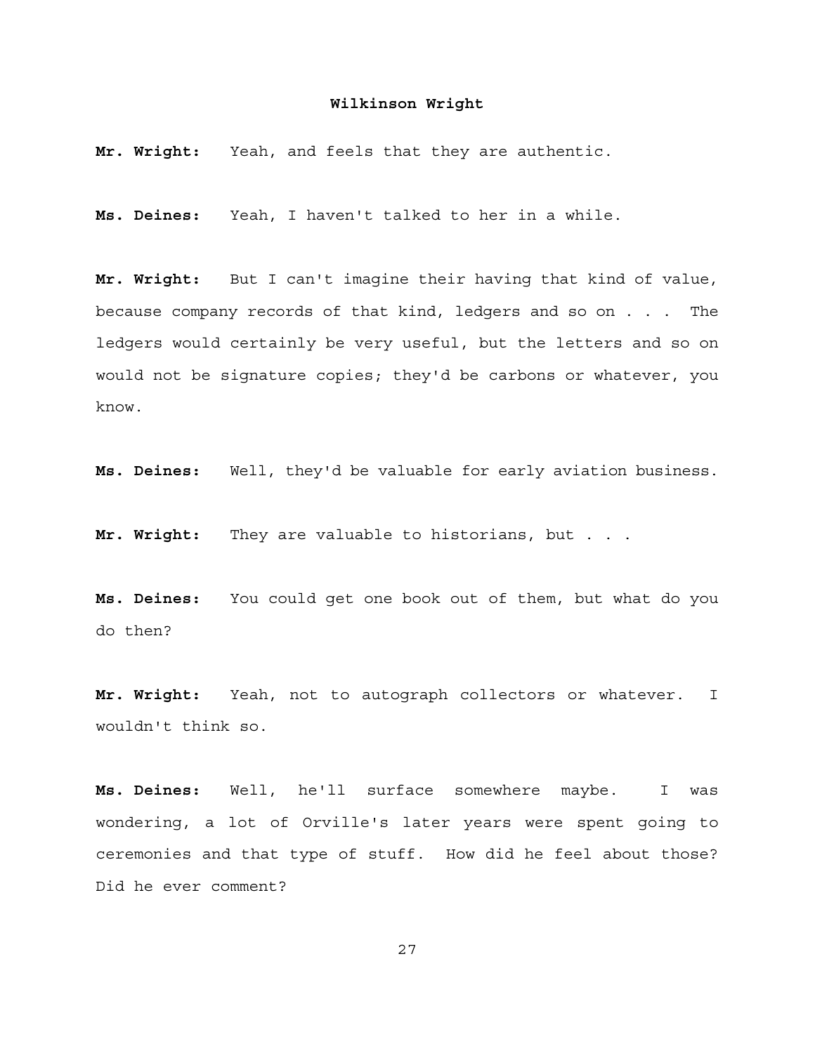**Mr. Wright:** Yeah, and feels that they are authentic.

**Ms. Deines:** Yeah, I haven't talked to her in a while.

**Mr. Wright:** But I can't imagine their having that kind of value, because company records of that kind, ledgers and so on . . . The ledgers would certainly be very useful, but the letters and so on would not be signature copies; they'd be carbons or whatever, you know.

**Ms. Deines:** Well, they'd be valuable for early aviation business.

**Mr. Wright:** They are valuable to historians, but . . .

**Ms. Deines:** You could get one book out of them, but what do you do then?

**Mr. Wright:** Yeah, not to autograph collectors or whatever. I wouldn't think so.

**Ms. Deines:** Well, he'll surface somewhere maybe. I was wondering, a lot of Orville's later years were spent going to ceremonies and that type of stuff. How did he feel about those? Did he ever comment?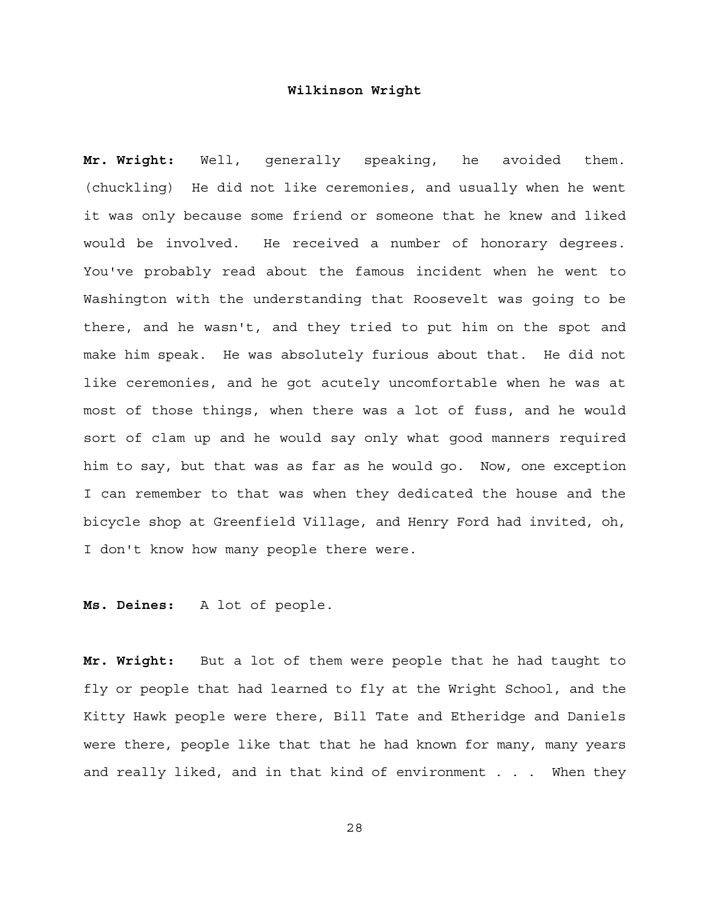**Mr. Wright:** Well, generally speaking, he avoided them. (chuckling) He did not like ceremonies, and usually when he went it was only because some friend or someone that he knew and liked would be involved. He received a number of honorary degrees. You've probably read about the famous incident when he went to Washington with the understanding that Roosevelt was going to be there, and he wasn't, and they tried to put him on the spot and make him speak. He was absolutely furious about that. He did not like ceremonies, and he got acutely uncomfortable when he was at most of those things, when there was a lot of fuss, and he would sort of clam up and he would say only what good manners required him to say, but that was as far as he would go. Now, one exception I can remember to that was when they dedicated the house and the bicycle shop at Greenfield Village, and Henry Ford had invited, oh, I don't know how many people there were.

**Ms. Deines:** A lot of people.

**Mr. Wright:** But a lot of them were people that he had taught to fly or people that had learned to fly at the Wright School, and the Kitty Hawk people were there, Bill Tate and Etheridge and Daniels were there, people like that that he had known for many, many years and really liked, and in that kind of environment . . . When they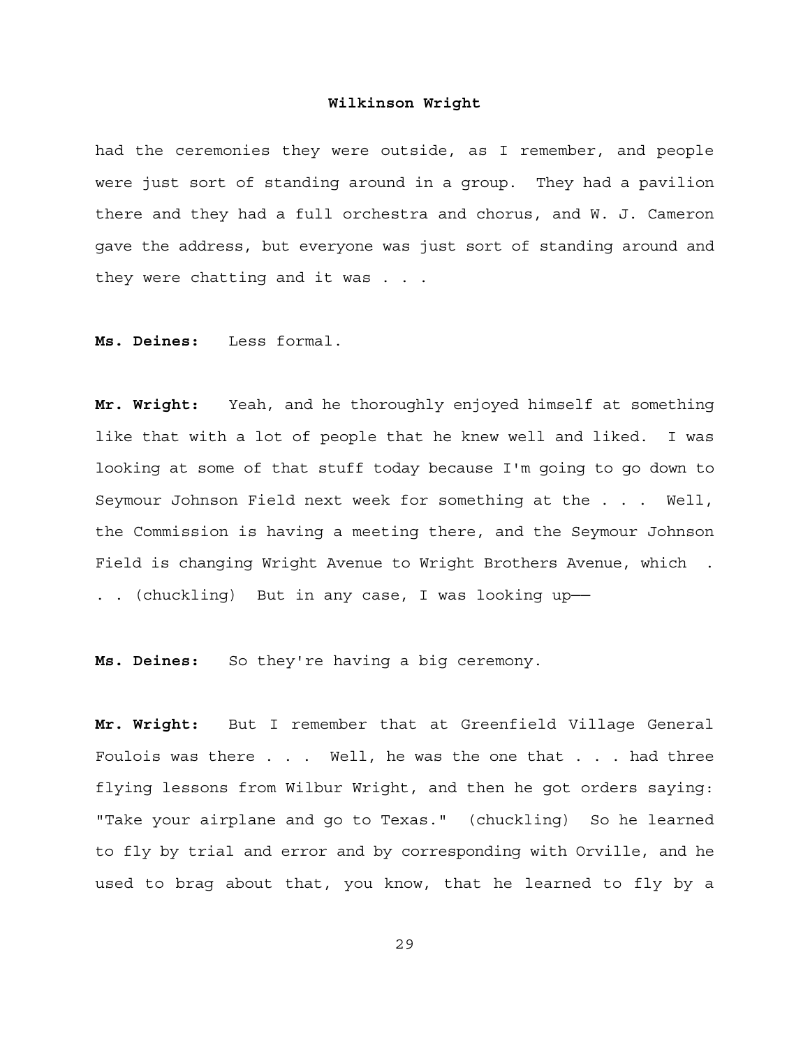had the ceremonies they were outside, as I remember, and people were just sort of standing around in a group. They had a pavilion there and they had a full orchestra and chorus, and W. J. Cameron gave the address, but everyone was just sort of standing around and they were chatting and it was . . .

**Ms. Deines:** Less formal.

**Mr. Wright:** Yeah, and he thoroughly enjoyed himself at something like that with a lot of people that he knew well and liked. I was looking at some of that stuff today because I'm going to go down to Seymour Johnson Field next week for something at the . . . Well, the Commission is having a meeting there, and the Seymour Johnson Field is changing Wright Avenue to Wright Brothers Avenue, which . . . (chuckling) But in any case, I was looking up——

**Ms. Deines:** So they're having a big ceremony.

**Mr. Wright:** But I remember that at Greenfield Village General Foulois was there . . . Well, he was the one that . . . had three flying lessons from Wilbur Wright, and then he got orders saying: "Take your airplane and go to Texas." (chuckling) So he learned to fly by trial and error and by corresponding with Orville, and he used to brag about that, you know, that he learned to fly by a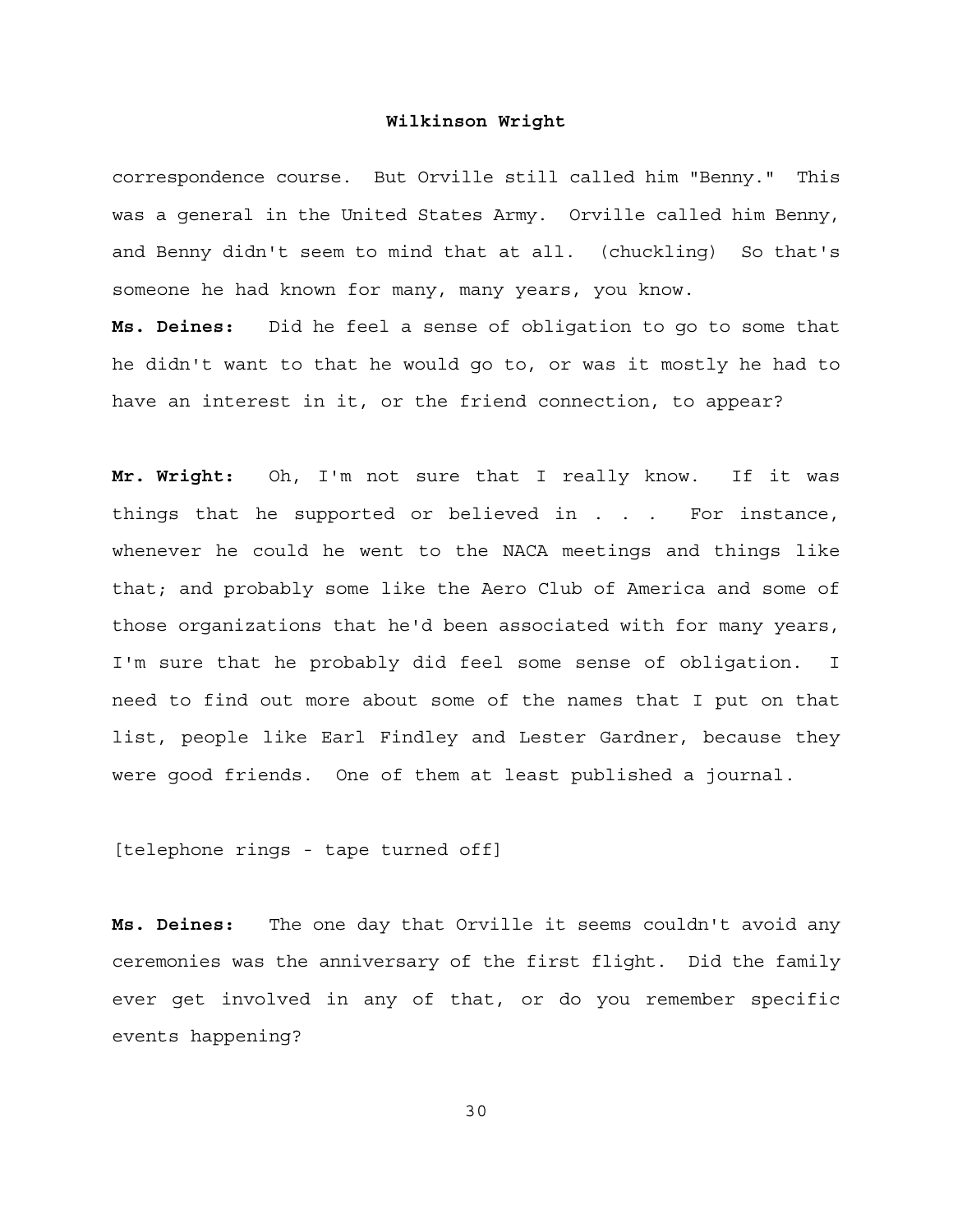correspondence course. But Orville still called him "Benny." This was a general in the United States Army. Orville called him Benny, and Benny didn't seem to mind that at all. (chuckling) So that's someone he had known for many, many years, you know.

**Ms. Deines:** Did he feel a sense of obligation to go to some that he didn't want to that he would go to, or was it mostly he had to have an interest in it, or the friend connection, to appear?

**Mr. Wright:** Oh, I'm not sure that I really know. If it was things that he supported or believed in . . . For instance, whenever he could he went to the NACA meetings and things like that; and probably some like the Aero Club of America and some of those organizations that he'd been associated with for many years, I'm sure that he probably did feel some sense of obligation. I need to find out more about some of the names that I put on that list, people like Earl Findley and Lester Gardner, because they were good friends. One of them at least published a journal.

[telephone rings - tape turned off]

**Ms. Deines:** The one day that Orville it seems couldn't avoid any ceremonies was the anniversary of the first flight. Did the family ever get involved in any of that, or do you remember specific events happening?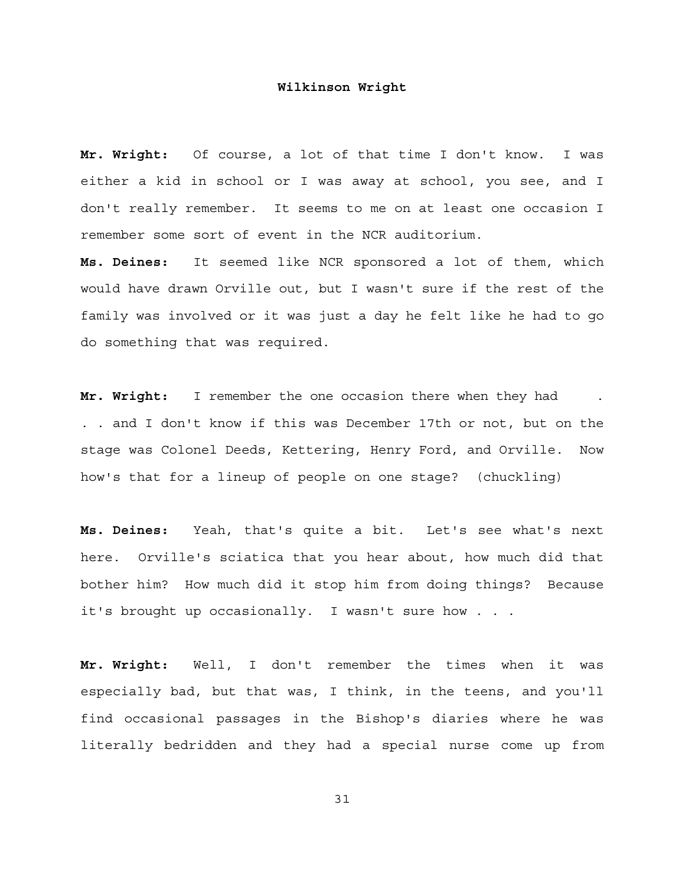**Mr. Wright:** Of course, a lot of that time I don't know. I was either a kid in school or I was away at school, you see, and I don't really remember. It seems to me on at least one occasion I remember some sort of event in the NCR auditorium.

**Ms. Deines:** It seemed like NCR sponsored a lot of them, which would have drawn Orville out, but I wasn't sure if the rest of the family was involved or it was just a day he felt like he had to go do something that was required.

**Mr. Wright:** I remember the one occasion there when they had . . . and I don't know if this was December 17th or not, but on the stage was Colonel Deeds, Kettering, Henry Ford, and Orville. Now how's that for a lineup of people on one stage? (chuckling)

**Ms. Deines:** Yeah, that's quite a bit. Let's see what's next here. Orville's sciatica that you hear about, how much did that bother him? How much did it stop him from doing things? Because it's brought up occasionally. I wasn't sure how . . .

**Mr. Wright:** Well, I don't remember the times when it was especially bad, but that was, I think, in the teens, and you'll find occasional passages in the Bishop's diaries where he was literally bedridden and they had a special nurse come up from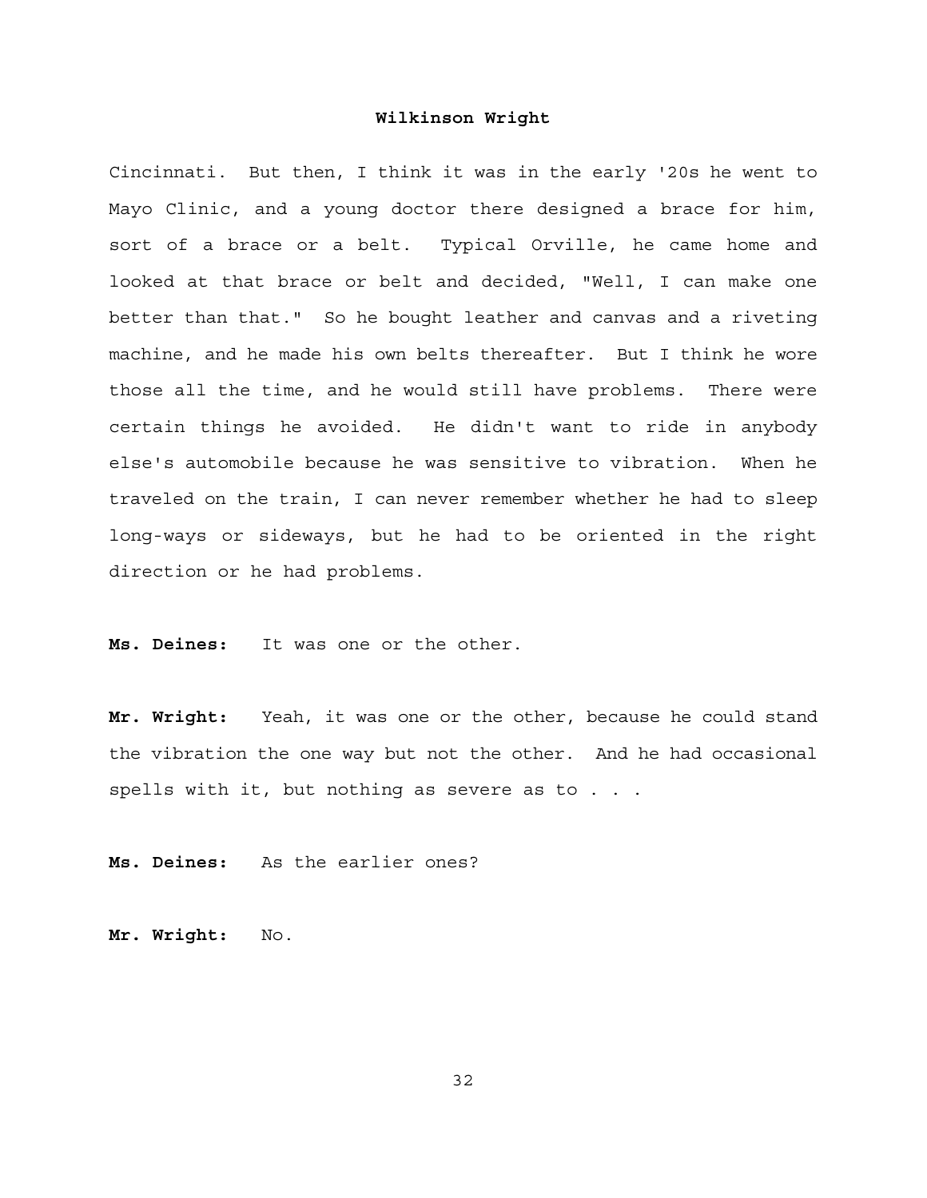Cincinnati. But then, I think it was in the early '20s he went to Mayo Clinic, and a young doctor there designed a brace for him, sort of a brace or a belt. Typical Orville, he came home and looked at that brace or belt and decided, "Well, I can make one better than that." So he bought leather and canvas and a riveting machine, and he made his own belts thereafter. But I think he wore those all the time, and he would still have problems. There were certain things he avoided. He didn't want to ride in anybody else's automobile because he was sensitive to vibration. When he traveled on the train, I can never remember whether he had to sleep long-ways or sideways, but he had to be oriented in the right direction or he had problems.

**Ms. Deines:** It was one or the other.

**Mr. Wright:** Yeah, it was one or the other, because he could stand the vibration the one way but not the other. And he had occasional spells with it, but nothing as severe as to . . .

**Ms. Deines:** As the earlier ones?

**Mr. Wright:** No.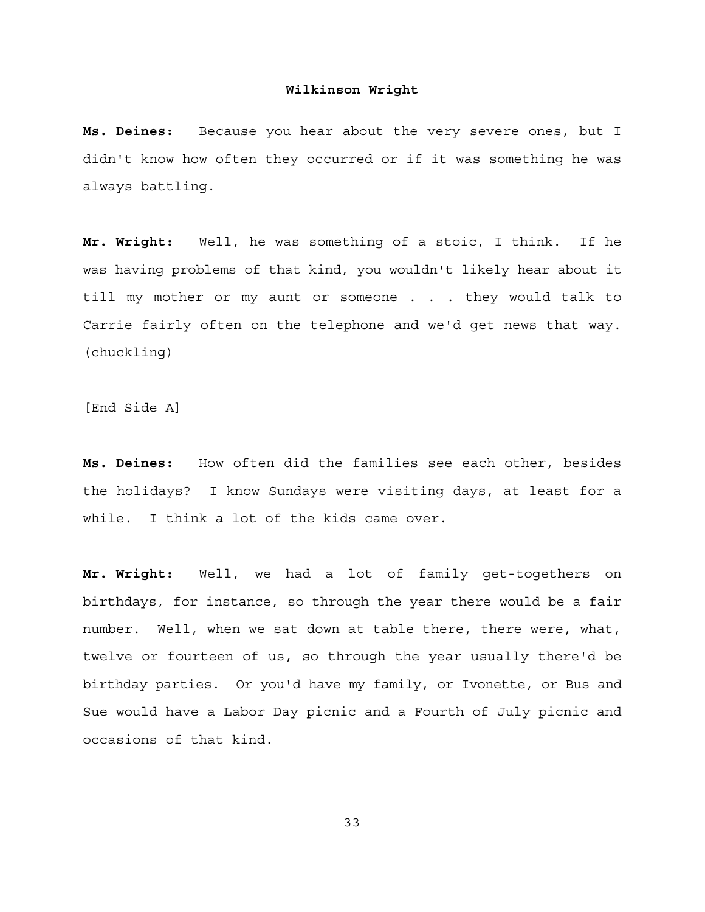**Ms. Deines:** Because you hear about the very severe ones, but I didn't know how often they occurred or if it was something he was always battling.

**Mr. Wright:** Well, he was something of a stoic, I think. If he was having problems of that kind, you wouldn't likely hear about it till my mother or my aunt or someone . . . they would talk to Carrie fairly often on the telephone and we'd get news that way. (chuckling)

[End Side A]

**Ms. Deines:** How often did the families see each other, besides the holidays? I know Sundays were visiting days, at least for a while. I think a lot of the kids came over.

**Mr. Wright:** Well, we had a lot of family get-togethers on birthdays, for instance, so through the year there would be a fair number. Well, when we sat down at table there, there were, what, twelve or fourteen of us, so through the year usually there'd be birthday parties. Or you'd have my family, or Ivonette, or Bus and Sue would have a Labor Day picnic and a Fourth of July picnic and occasions of that kind.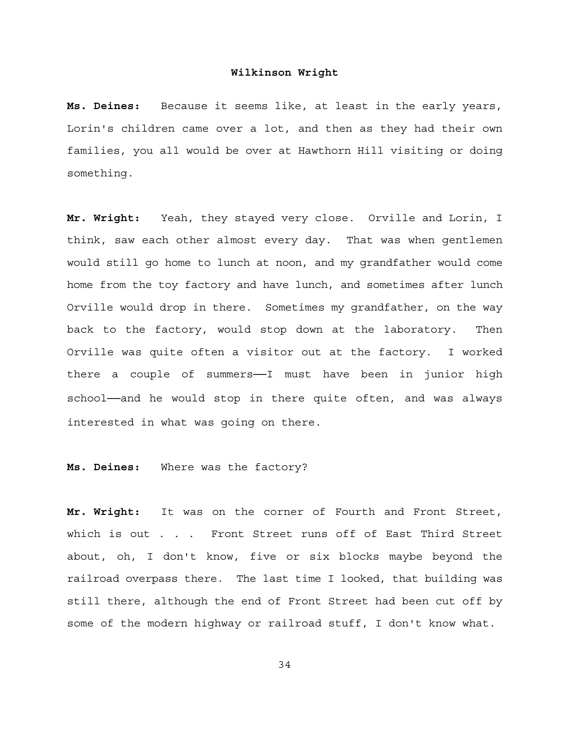**Ms. Deines:** Because it seems like, at least in the early years, Lorin's children came over a lot, and then as they had their own families, you all would be over at Hawthorn Hill visiting or doing something.

**Mr. Wright:** Yeah, they stayed very close. Orville and Lorin, I think, saw each other almost every day. That was when gentlemen would still go home to lunch at noon, and my grandfather would come home from the toy factory and have lunch, and sometimes after lunch Orville would drop in there. Sometimes my grandfather, on the way back to the factory, would stop down at the laboratory. Then Orville was quite often a visitor out at the factory. I worked there a couple of summers——I must have been in junior high school——and he would stop in there quite often, and was always interested in what was going on there.

**Ms. Deines:** Where was the factory?

**Mr. Wright:** It was on the corner of Fourth and Front Street, which is out . . . Front Street runs off of East Third Street about, oh, I don't know, five or six blocks maybe beyond the railroad overpass there. The last time I looked, that building was still there, although the end of Front Street had been cut off by some of the modern highway or railroad stuff, I don't know what.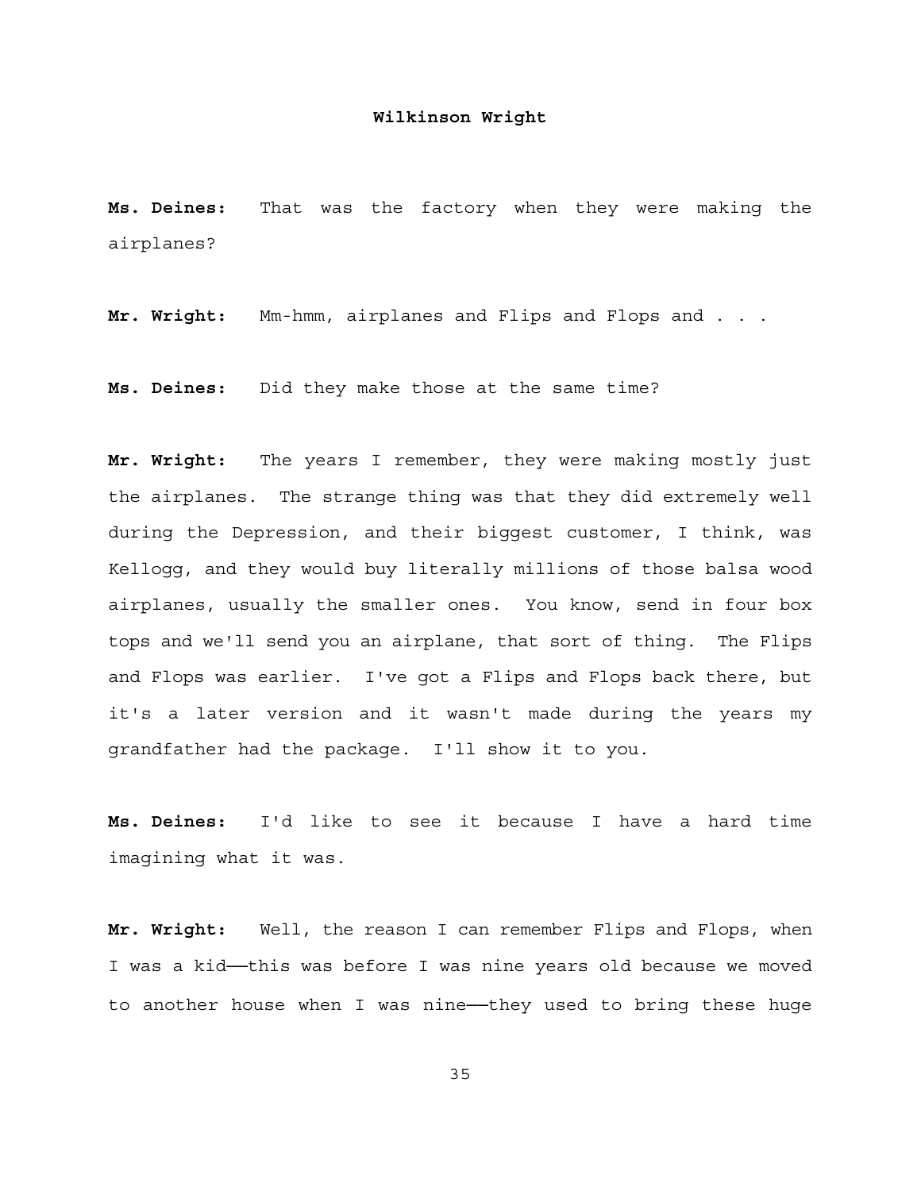**Ms. Deines:** That was the factory when they were making the airplanes?

**Mr. Wright:** Mm-hmm, airplanes and Flips and Flops and . . .

**Ms. Deines:** Did they make those at the same time?

**Mr. Wright:** The years I remember, they were making mostly just the airplanes. The strange thing was that they did extremely well during the Depression, and their biggest customer, I think, was Kellogg, and they would buy literally millions of those balsa wood airplanes, usually the smaller ones. You know, send in four box tops and we'll send you an airplane, that sort of thing. The Flips and Flops was earlier. I've got a Flips and Flops back there, but it's a later version and it wasn't made during the years my grandfather had the package. I'll show it to you.

**Ms. Deines:** I'd like to see it because I have a hard time imagining what it was.

**Mr. Wright:** Well, the reason I can remember Flips and Flops, when I was a kid——this was before I was nine years old because we moved to another house when I was nine——they used to bring these huge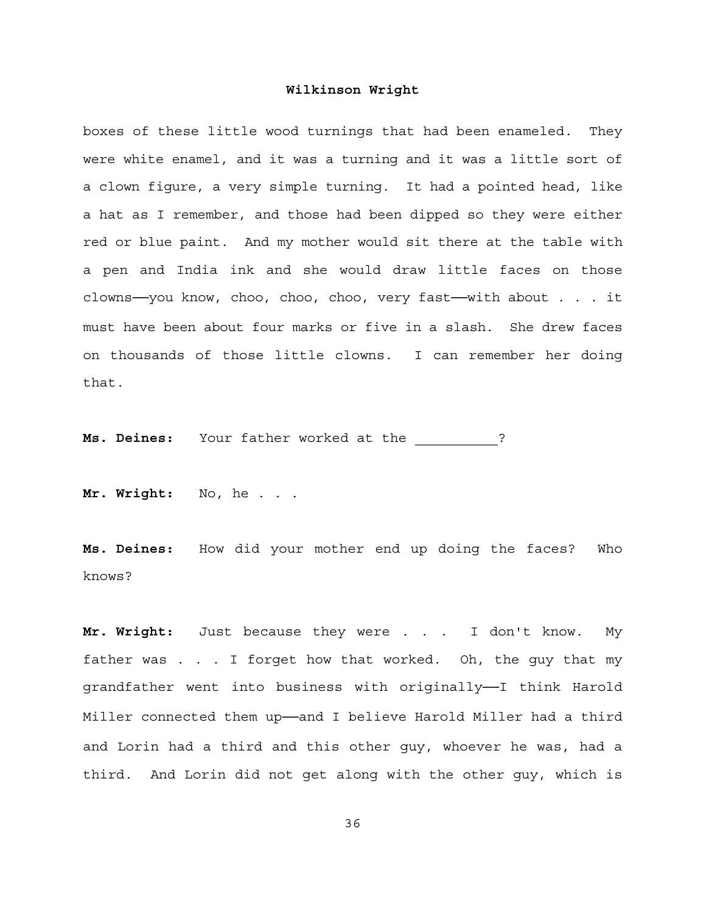boxes of these little wood turnings that had been enameled. They were white enamel, and it was a turning and it was a little sort of a clown figure, a very simple turning. It had a pointed head, like a hat as I remember, and those had been dipped so they were either red or blue paint. And my mother would sit there at the table with a pen and India ink and she would draw little faces on those clowns——you know, choo, choo, choo, very fast——with about . . . it must have been about four marks or five in a slash. She drew faces on thousands of those little clowns. I can remember her doing that.

**Ms. Deines:** Your father worked at the __________?

**Mr. Wright:** No, he . . .

**Ms. Deines:** How did your mother end up doing the faces? Who knows?

**Mr. Wright:** Just because they were . . . I don't know. My father was . . . I forget how that worked. Oh, the guy that my grandfather went into business with originally——I think Harold Miller connected them up——and I believe Harold Miller had a third and Lorin had a third and this other guy, whoever he was, had a third. And Lorin did not get along with the other guy, which is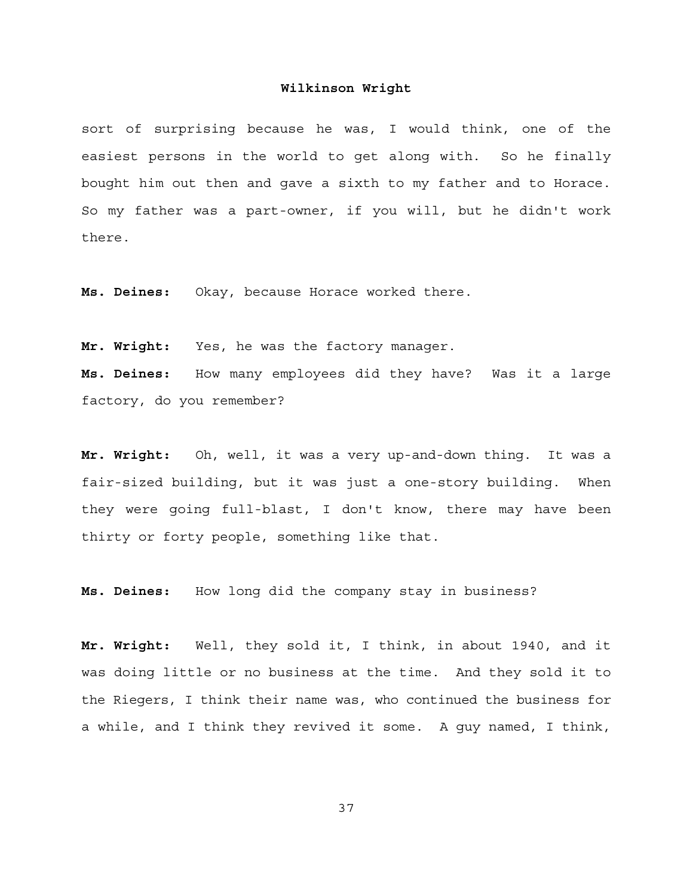sort of surprising because he was, I would think, one of the easiest persons in the world to get along with. So he finally bought him out then and gave a sixth to my father and to Horace. So my father was a part-owner, if you will, but he didn't work there.

**Ms. Deines:** Okay, because Horace worked there.

**Mr. Wright:** Yes, he was the factory manager.

**Ms. Deines:** How many employees did they have? Was it a large factory, do you remember?

**Mr. Wright:** Oh, well, it was a very up-and-down thing. It was a fair-sized building, but it was just a one-story building. When they were going full-blast, I don't know, there may have been thirty or forty people, something like that.

**Ms. Deines:** How long did the company stay in business?

**Mr. Wright:** Well, they sold it, I think, in about 1940, and it was doing little or no business at the time. And they sold it to the Riegers, I think their name was, who continued the business for a while, and I think they revived it some. A guy named, I think,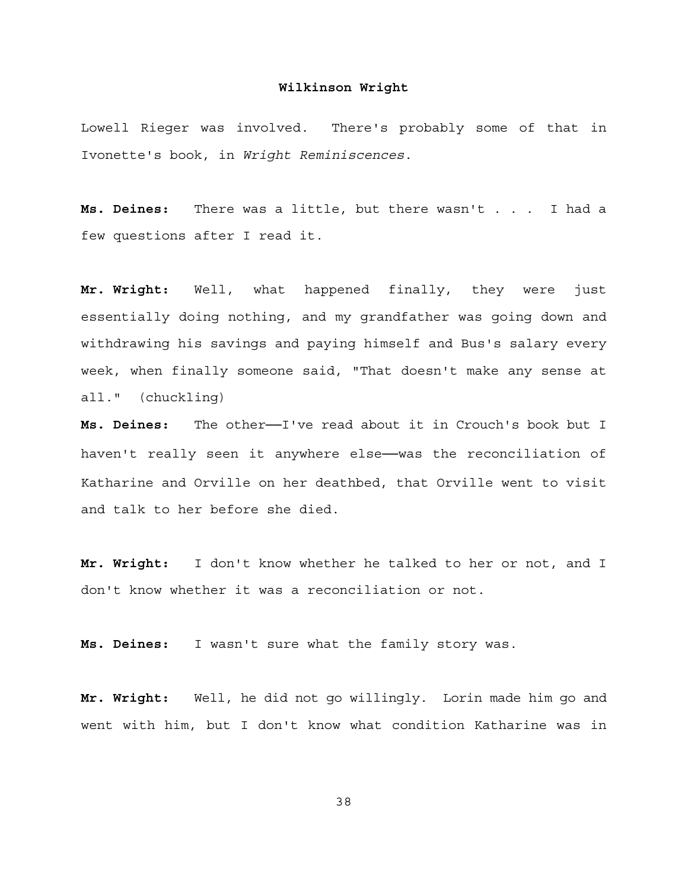Lowell Rieger was involved. There's probably some of that in Ivonette's book, in *Wright Reminiscences*.

**Ms. Deines:** There was a little, but there wasn't . . . I had a few questions after I read it.

**Mr. Wright:** Well, what happened finally, they were just essentially doing nothing, and my grandfather was going down and withdrawing his savings and paying himself and Bus's salary every week, when finally someone said, "That doesn't make any sense at all." (chuckling)

**Ms. Deines:** The other——I've read about it in Crouch's book but I haven't really seen it anywhere else——was the reconciliation of Katharine and Orville on her deathbed, that Orville went to visit and talk to her before she died.

**Mr. Wright:** I don't know whether he talked to her or not, and I don't know whether it was a reconciliation or not.

**Ms. Deines:** I wasn't sure what the family story was.

**Mr. Wright:** Well, he did not go willingly. Lorin made him go and went with him, but I don't know what condition Katharine was in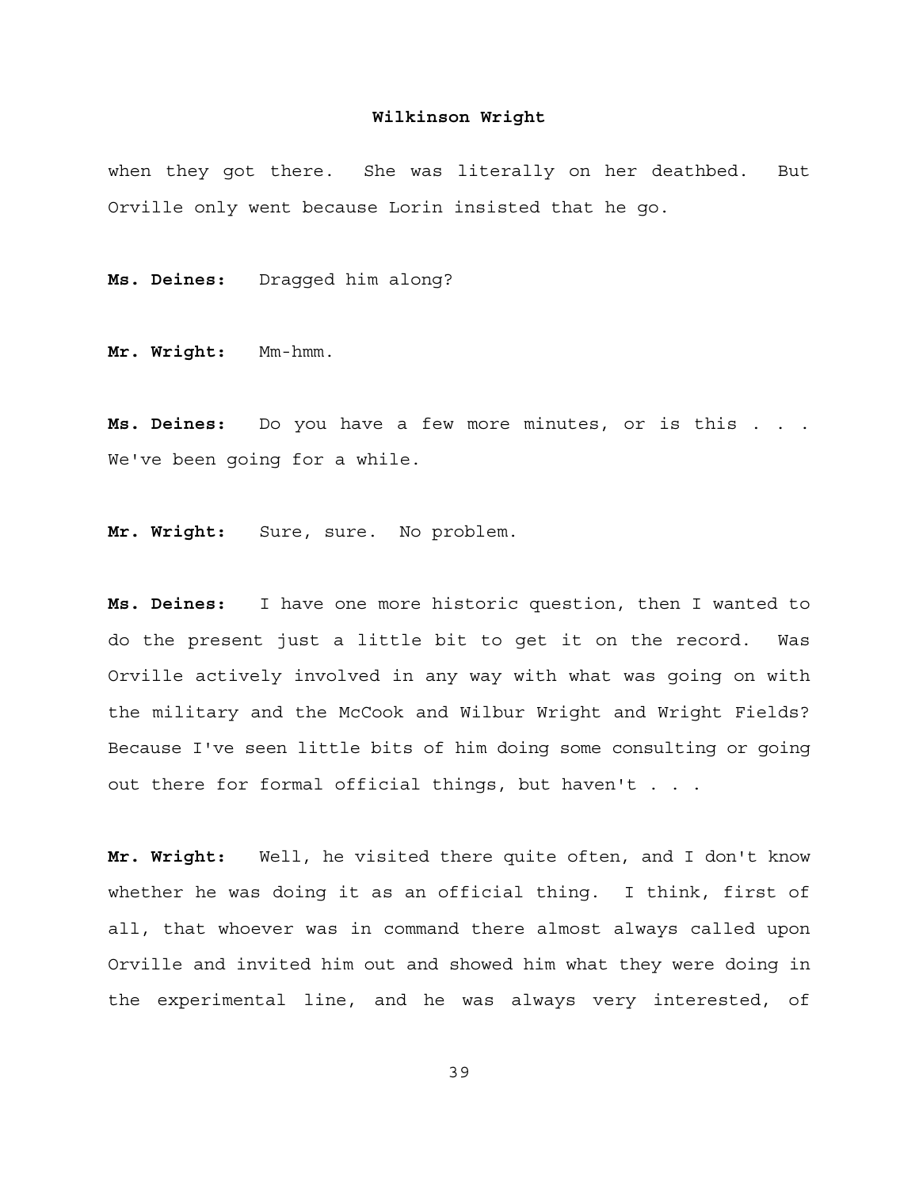when they got there. She was literally on her deathbed. But Orville only went because Lorin insisted that he go.

**Ms. Deines:** Dragged him along?

**Mr. Wright:** Mm-hmm.

**Ms. Deines:** Do you have a few more minutes, or is this . . . We've been going for a while.

**Mr. Wright:** Sure, sure. No problem.

**Ms. Deines:** I have one more historic question, then I wanted to do the present just a little bit to get it on the record. Was Orville actively involved in any way with what was going on with the military and the McCook and Wilbur Wright and Wright Fields? Because I've seen little bits of him doing some consulting or going out there for formal official things, but haven't . . .

**Mr. Wright:** Well, he visited there quite often, and I don't know whether he was doing it as an official thing. I think, first of all, that whoever was in command there almost always called upon Orville and invited him out and showed him what they were doing in the experimental line, and he was always very interested, of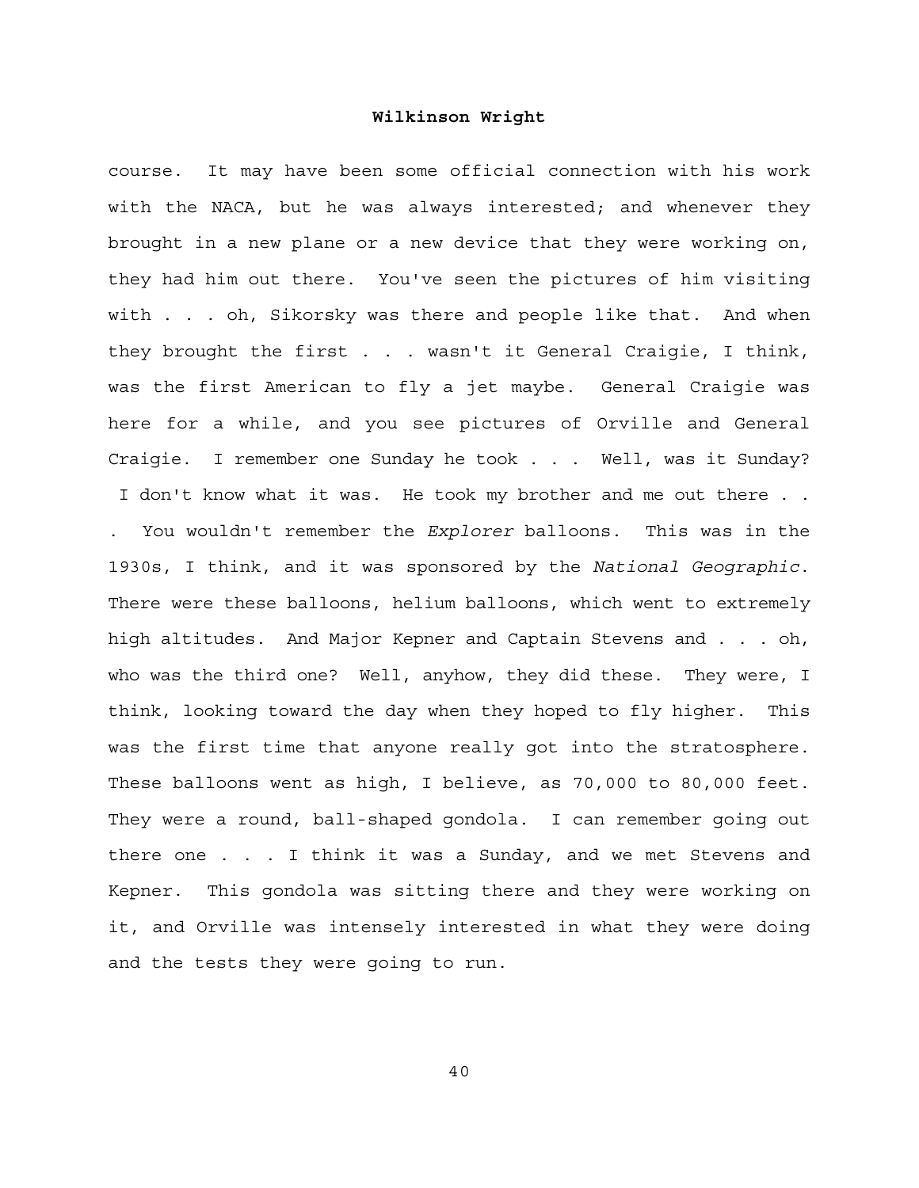course. It may have been some official connection with his work with the NACA, but he was always interested; and whenever they brought in a new plane or a new device that they were working on, they had him out there. You've seen the pictures of him visiting with . . . oh, Sikorsky was there and people like that. And when they brought the first . . . wasn't it General Craigie, I think, was the first American to fly a jet maybe. General Craigie was here for a while, and you see pictures of Orville and General Craigie. I remember one Sunday he took . . . Well, was it Sunday? I don't know what it was. He took my brother and me out there . . . You wouldn't remember the *Explorer* balloons. This was in the 1930s, I think, and it was sponsored by the *National Geographic*. There were these balloons, helium balloons, which went to extremely high altitudes. And Major Kepner and Captain Stevens and . . . oh, who was the third one? Well, anyhow, they did these. They were, I think, looking toward the day when they hoped to fly higher. This was the first time that anyone really got into the stratosphere. These balloons went as high, I believe, as 70,000 to 80,000 feet. They were a round, ball-shaped gondola. I can remember going out there one . . . I think it was a Sunday, and we met Stevens and Kepner. This gondola was sitting there and they were working on it, and Orville was intensely interested in what they were doing and the tests they were going to run.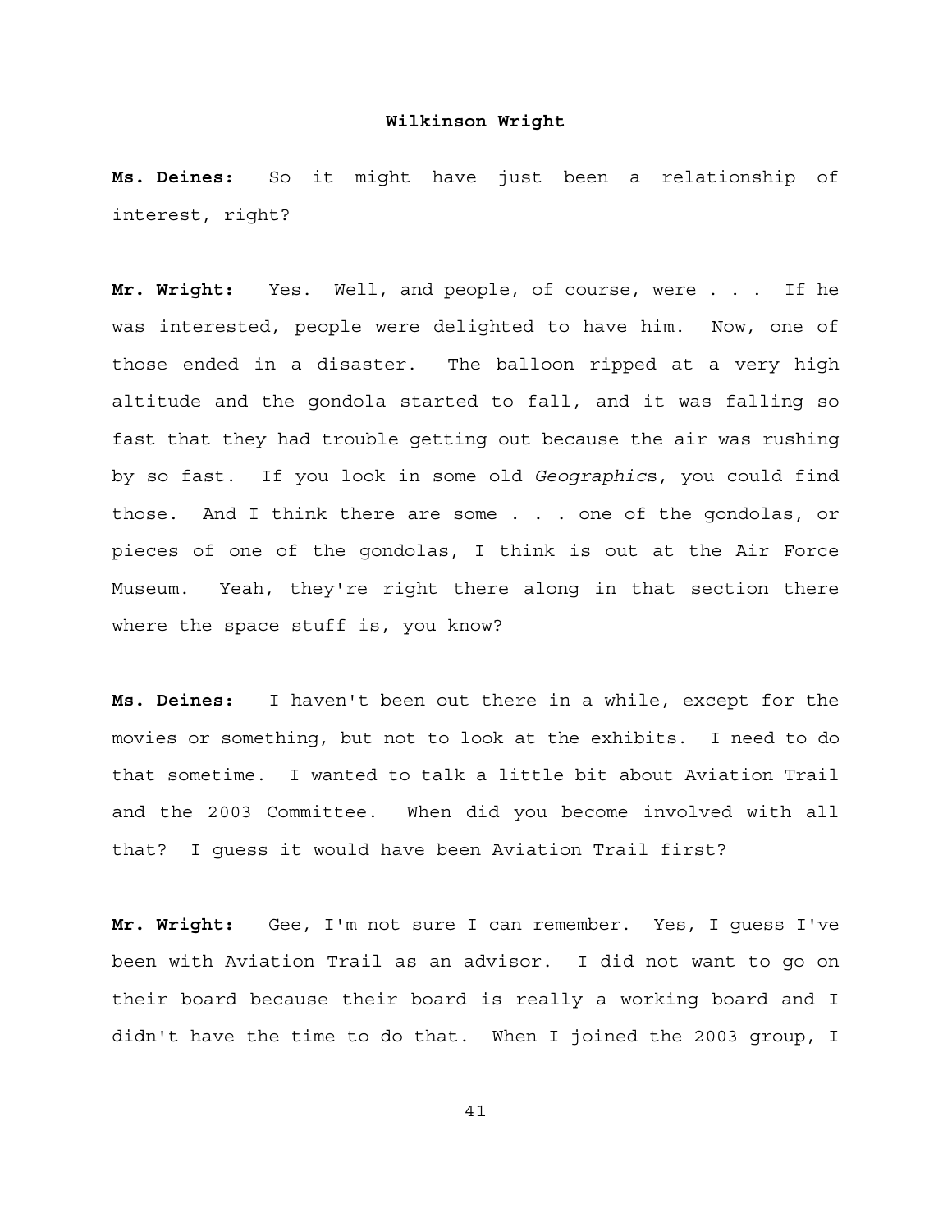**Ms. Deines:** So it might have just been a relationship of interest, right?

**Mr. Wright:** Yes. Well, and people, of course, were . . . If he was interested, people were delighted to have him. Now, one of those ended in a disaster. The balloon ripped at a very high altitude and the gondola started to fall, and it was falling so fast that they had trouble getting out because the air was rushing by so fast. If you look in some old *Geographic*s, you could find those. And I think there are some . . . one of the gondolas, or pieces of one of the gondolas, I think is out at the Air Force Museum. Yeah, they're right there along in that section there where the space stuff is, you know?

**Ms. Deines:** I haven't been out there in a while, except for the movies or something, but not to look at the exhibits. I need to do that sometime. I wanted to talk a little bit about Aviation Trail and the 2003 Committee. When did you become involved with all that? I guess it would have been Aviation Trail first?

**Mr. Wright:** Gee, I'm not sure I can remember. Yes, I guess I've been with Aviation Trail as an advisor. I did not want to go on their board because their board is really a working board and I didn't have the time to do that. When I joined the 2003 group, I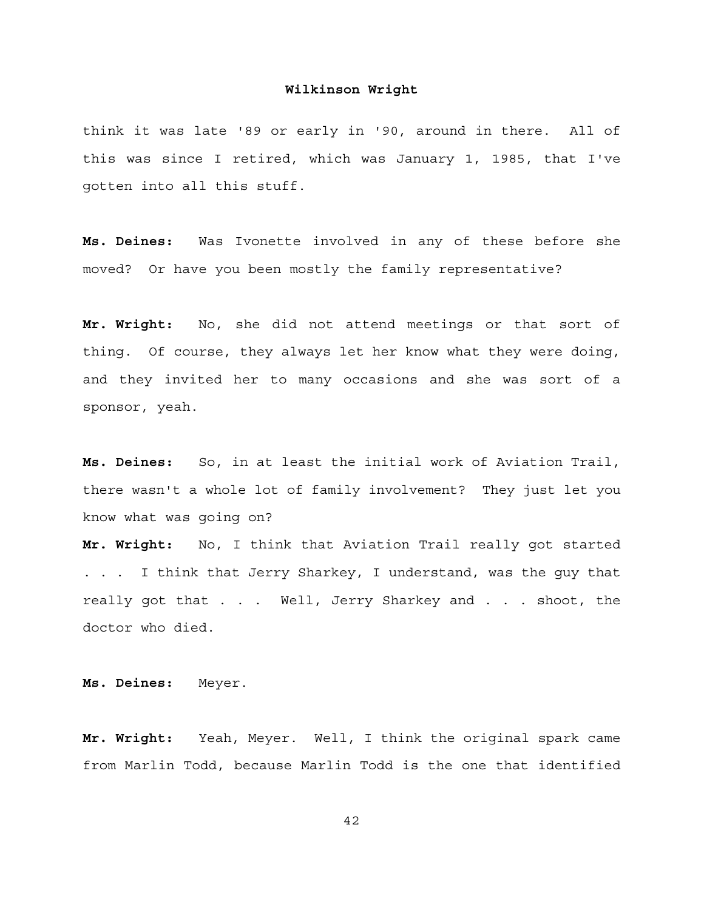think it was late '89 or early in '90, around in there. All of this was since I retired, which was January 1, 1985, that I've gotten into all this stuff.

**Ms. Deines:** Was Ivonette involved in any of these before she moved? Or have you been mostly the family representative?

**Mr. Wright:** No, she did not attend meetings or that sort of thing. Of course, they always let her know what they were doing, and they invited her to many occasions and she was sort of a sponsor, yeah.

**Ms. Deines:** So, in at least the initial work of Aviation Trail, there wasn't a whole lot of family involvement? They just let you know what was going on?

**Mr. Wright:** No, I think that Aviation Trail really got started . . . I think that Jerry Sharkey, I understand, was the guy that really got that . . . Well, Jerry Sharkey and . . . shoot, the doctor who died.

**Ms. Deines:** Meyer.

**Mr. Wright:** Yeah, Meyer. Well, I think the original spark came from Marlin Todd, because Marlin Todd is the one that identified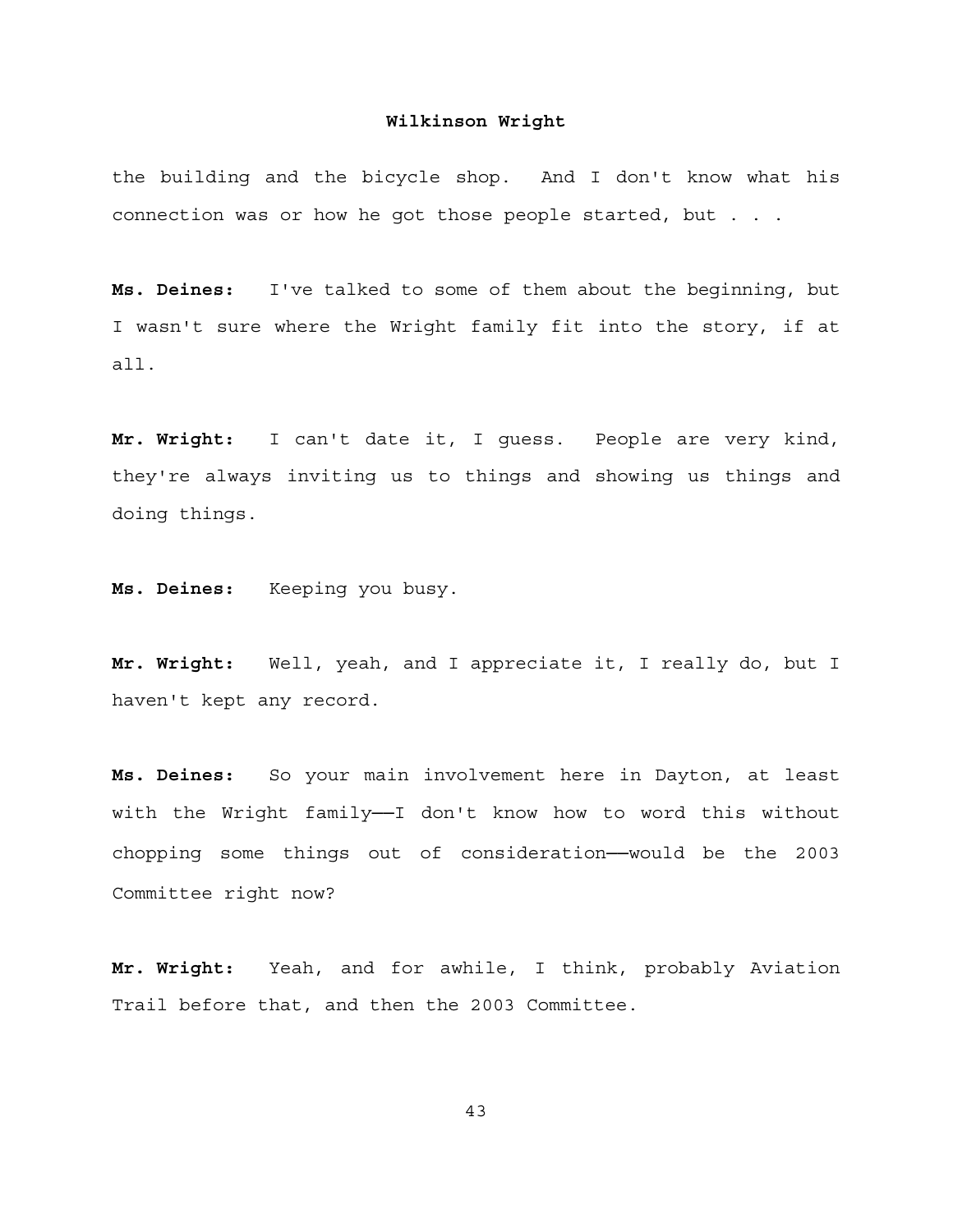the building and the bicycle shop. And I don't know what his connection was or how he got those people started, but . . .

**Ms. Deines:** I've talked to some of them about the beginning, but I wasn't sure where the Wright family fit into the story, if at all.

**Mr. Wright:** I can't date it, I guess. People are very kind, they're always inviting us to things and showing us things and doing things.

**Ms. Deines:** Keeping you busy.

**Mr. Wright:** Well, yeah, and I appreciate it, I really do, but I haven't kept any record.

**Ms. Deines:** So your main involvement here in Dayton, at least with the Wright family——I don't know how to word this without chopping some things out of consideration——would be the 2003 Committee right now?

**Mr. Wright:** Yeah, and for awhile, I think, probably Aviation Trail before that, and then the 2003 Committee.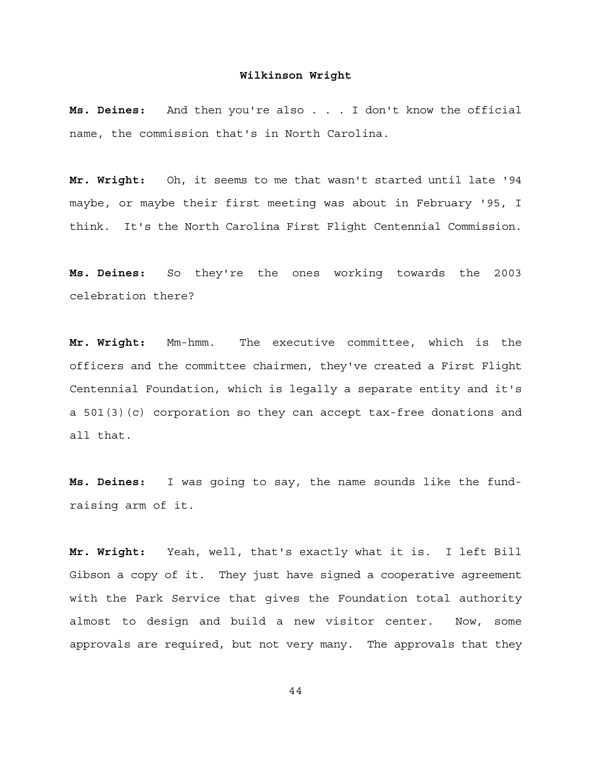**Ms. Deines:** And then you're also . . . I don't know the official name, the commission that's in North Carolina.

**Mr. Wright:** Oh, it seems to me that wasn't started until late '94 maybe, or maybe their first meeting was about in February '95, I think. It's the North Carolina First Flight Centennial Commission.

**Ms. Deines:** So they're the ones working towards the 2003 celebration there?

**Mr. Wright:** Mm-hmm. The executive committee, which is the officers and the committee chairmen, they've created a First Flight Centennial Foundation, which is legally a separate entity and it's a 501(3)(c) corporation so they can accept tax-free donations and all that.

**Ms. Deines:** I was going to say, the name sounds like the fund-raising arm of it.

**Mr. Wright:** Yeah, well, that's exactly what it is. I left Bill Gibson a copy of it. They just have signed a cooperative agreement with the Park Service that gives the Foundation total authority almost to design and build a new visitor center. Now, some approvals are required, but not very many. The approvals that they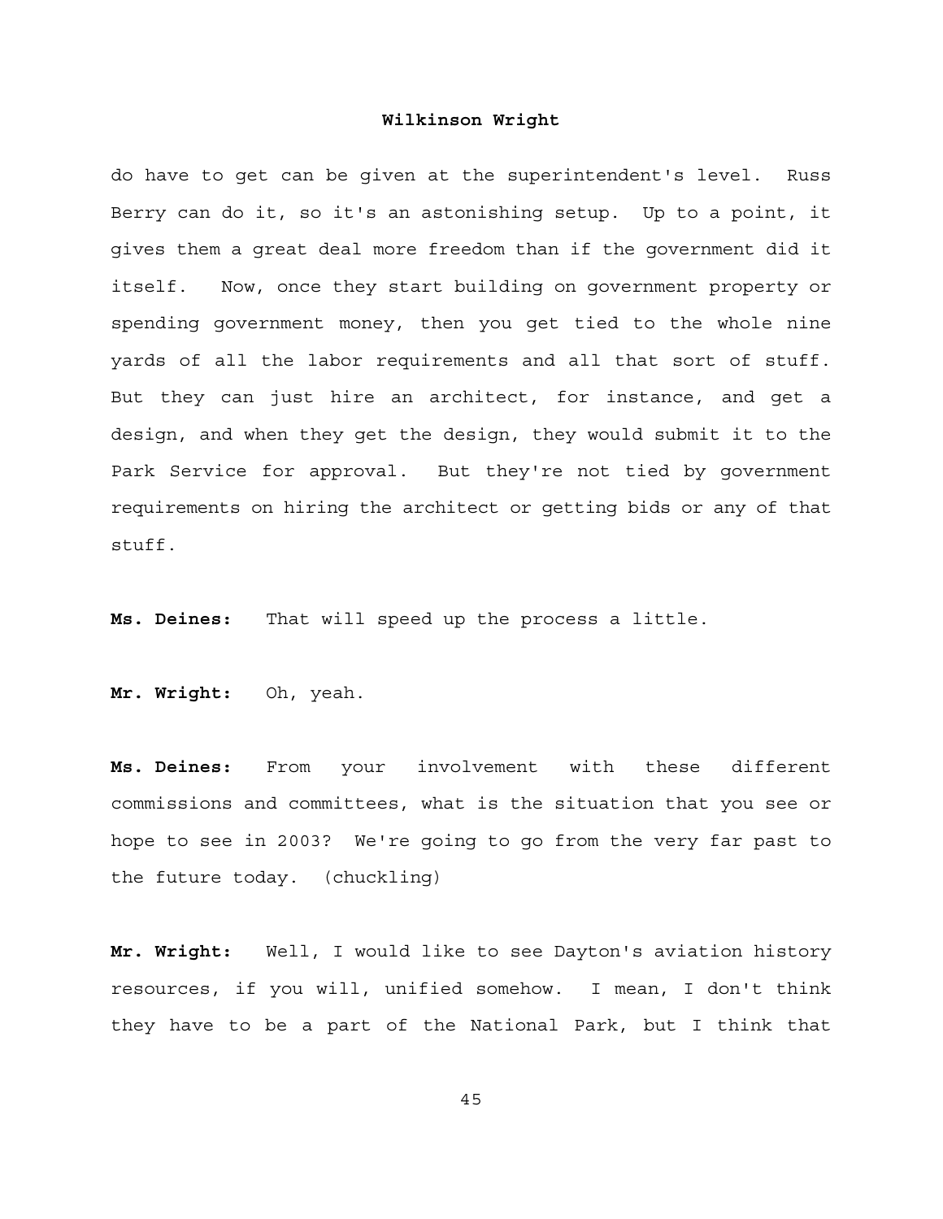do have to get can be given at the superintendent's level. Russ Berry can do it, so it's an astonishing setup. Up to a point, it gives them a great deal more freedom than if the government did it itself. Now, once they start building on government property or spending government money, then you get tied to the whole nine yards of all the labor requirements and all that sort of stuff. But they can just hire an architect, for instance, and get a design, and when they get the design, they would submit it to the Park Service for approval. But they're not tied by government requirements on hiring the architect or getting bids or any of that stuff.

**Ms. Deines:** That will speed up the process a little.

**Mr. Wright:** Oh, yeah.

**Ms. Deines:** From your involvement with these different commissions and committees, what is the situation that you see or hope to see in 2003? We're going to go from the very far past to the future today. (chuckling)

**Mr. Wright:** Well, I would like to see Dayton's aviation history resources, if you will, unified somehow. I mean, I don't think they have to be a part of the National Park, but I think that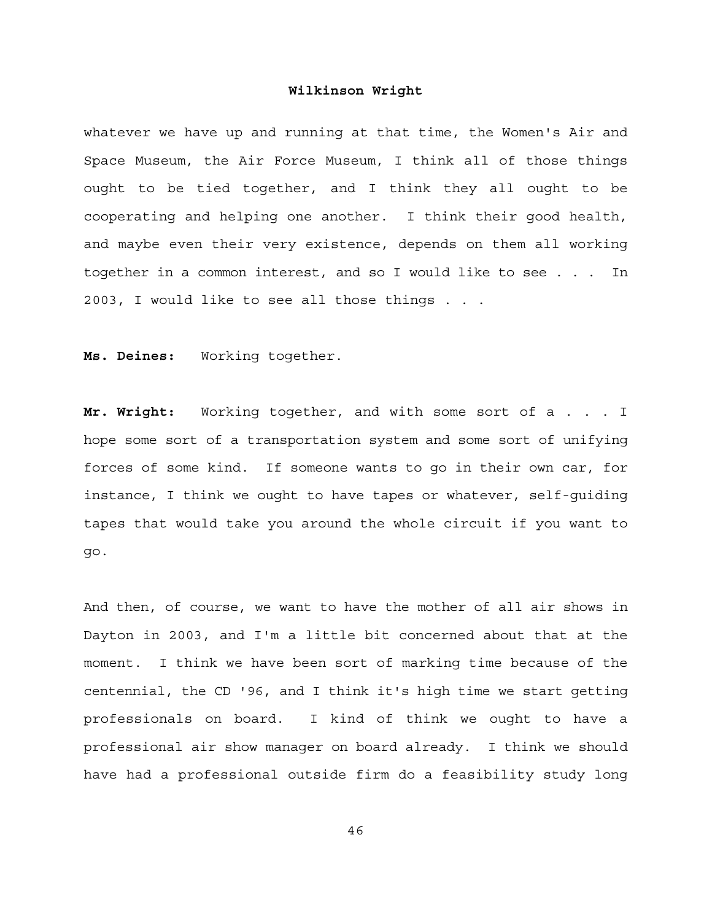whatever we have up and running at that time, the Women's Air and Space Museum, the Air Force Museum, I think all of those things ought to be tied together, and I think they all ought to be cooperating and helping one another. I think their good health, and maybe even their very existence, depends on them all working together in a common interest, and so I would like to see . . . In 2003, I would like to see all those things . . .

**Ms. Deines:** Working together.

**Mr. Wright:** Working together, and with some sort of a . . . I hope some sort of a transportation system and some sort of unifying forces of some kind. If someone wants to go in their own car, for instance, I think we ought to have tapes or whatever, self-guiding tapes that would take you around the whole circuit if you want to go.

And then, of course, we want to have the mother of all air shows in Dayton in 2003, and I'm a little bit concerned about that at the moment. I think we have been sort of marking time because of the centennial, the CD '96, and I think it's high time we start getting professionals on board. I kind of think we ought to have a professional air show manager on board already. I think we should have had a professional outside firm do a feasibility study long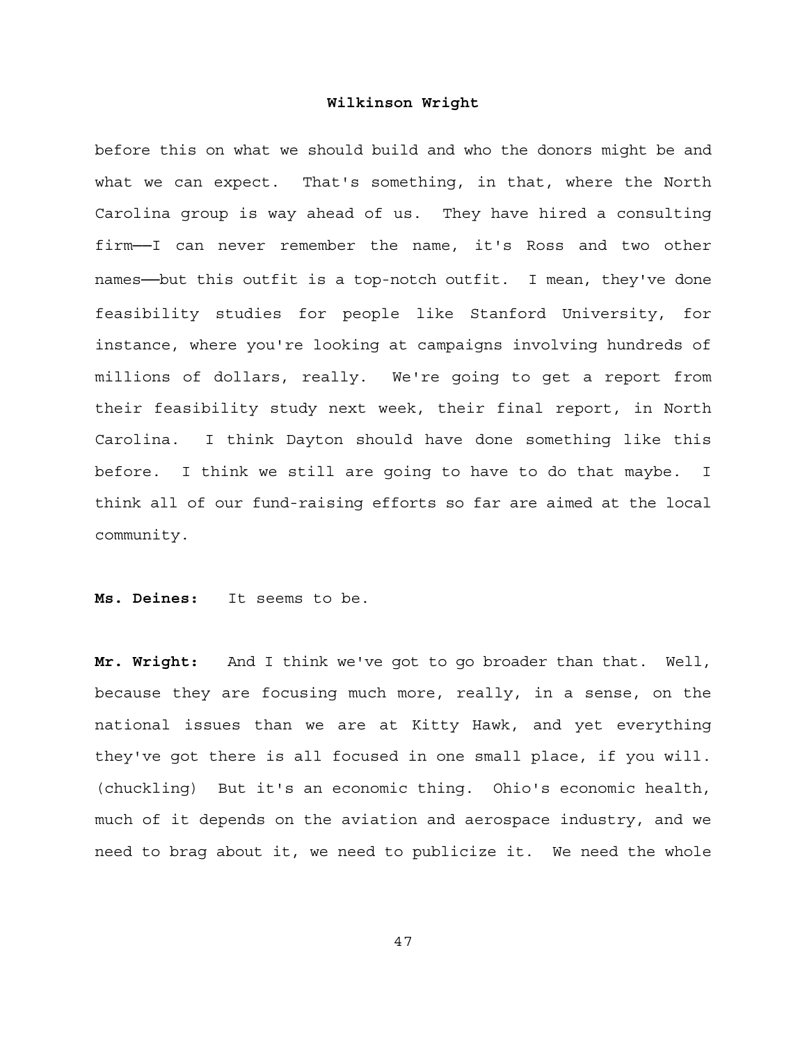before this on what we should build and who the donors might be and what we can expect. That's something, in that, where the North Carolina group is way ahead of us. They have hired a consulting firm——I can never remember the name, it's Ross and two other names——but this outfit is a top-notch outfit. I mean, they've done feasibility studies for people like Stanford University, for instance, where you're looking at campaigns involving hundreds of millions of dollars, really. We're going to get a report from their feasibility study next week, their final report, in North Carolina. I think Dayton should have done something like this before. I think we still are going to have to do that maybe. I think all of our fund-raising efforts so far are aimed at the local community.

**Ms. Deines:** It seems to be.

**Mr. Wright:** And I think we've got to go broader than that. Well, because they are focusing much more, really, in a sense, on the national issues than we are at Kitty Hawk, and yet everything they've got there is all focused in one small place, if you will. (chuckling) But it's an economic thing. Ohio's economic health, much of it depends on the aviation and aerospace industry, and we need to brag about it, we need to publicize it. We need the whole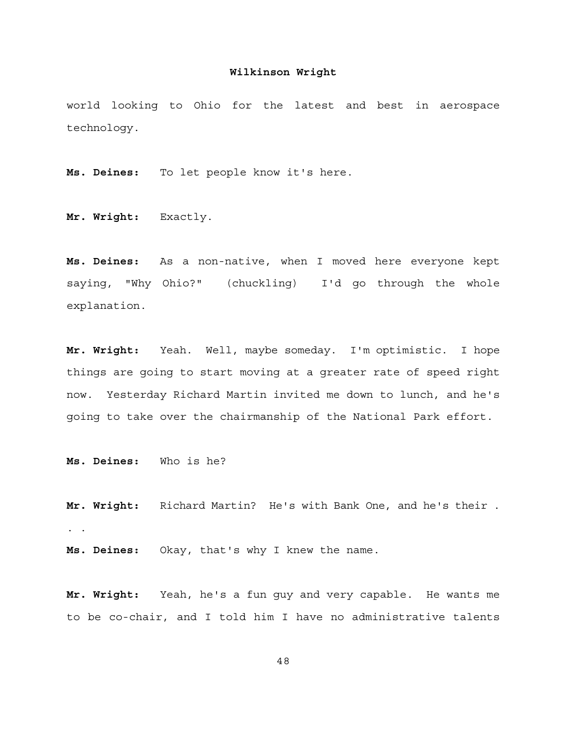world looking to Ohio for the latest and best in aerospace technology.

**Ms. Deines:** To let people know it's here.

**Mr. Wright:** Exactly.

**Ms. Deines:** As a non-native, when I moved here everyone kept saying, "Why Ohio?" (chuckling) I'd go through the whole explanation.

**Mr. Wright:** Yeah. Well, maybe someday. I'm optimistic. I hope things are going to start moving at a greater rate of speed right now. Yesterday Richard Martin invited me down to lunch, and he's going to take over the chairmanship of the National Park effort.

**Ms. Deines:** Who is he?

**Mr. Wright:** Richard Martin? He's with Bank One, and he's their . . .

**Ms. Deines:** Okay, that's why I knew the name.

**Mr. Wright:** Yeah, he's a fun guy and very capable. He wants me to be co-chair, and I told him I have no administrative talents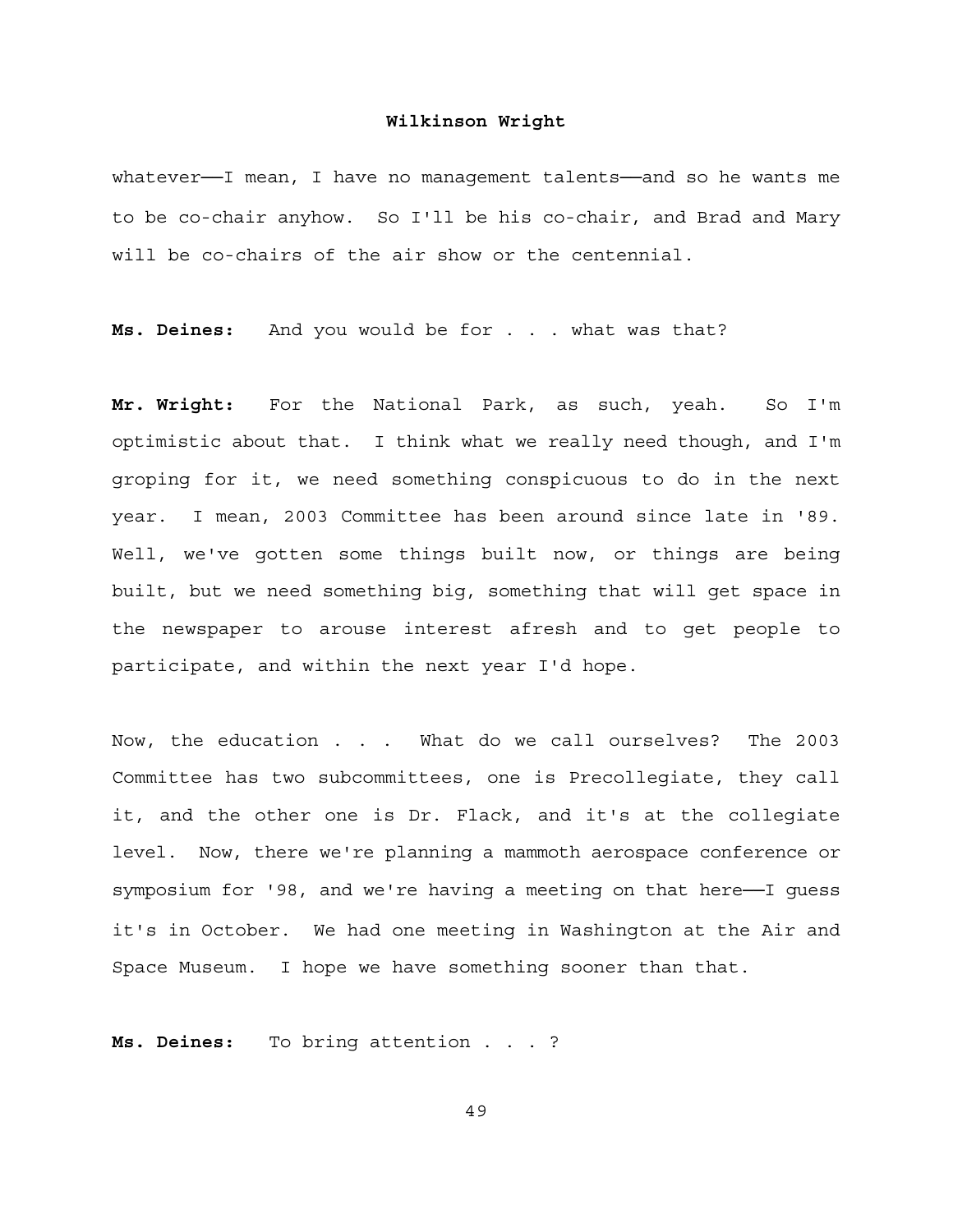whatever——I mean, I have no management talents——and so he wants me to be co-chair anyhow. So I'll be his co-chair, and Brad and Mary will be co-chairs of the air show or the centennial.

**Ms. Deines:** And you would be for . . . what was that?

**Mr. Wright:** For the National Park, as such, yeah. So I'm optimistic about that. I think what we really need though, and I'm groping for it, we need something conspicuous to do in the next year. I mean, 2003 Committee has been around since late in '89. Well, we've gotten some things built now, or things are being built, but we need something big, something that will get space in the newspaper to arouse interest afresh and to get people to participate, and within the next year I'd hope.

Now, the education . . . What do we call ourselves? The 2003 Committee has two subcommittees, one is Precollegiate, they call it, and the other one is Dr. Flack, and it's at the collegiate level. Now, there we're planning a mammoth aerospace conference or symposium for '98, and we're having a meeting on that here——I guess it's in October. We had one meeting in Washington at the Air and Space Museum. I hope we have something sooner than that.

**Ms. Deines:** To bring attention . . . ?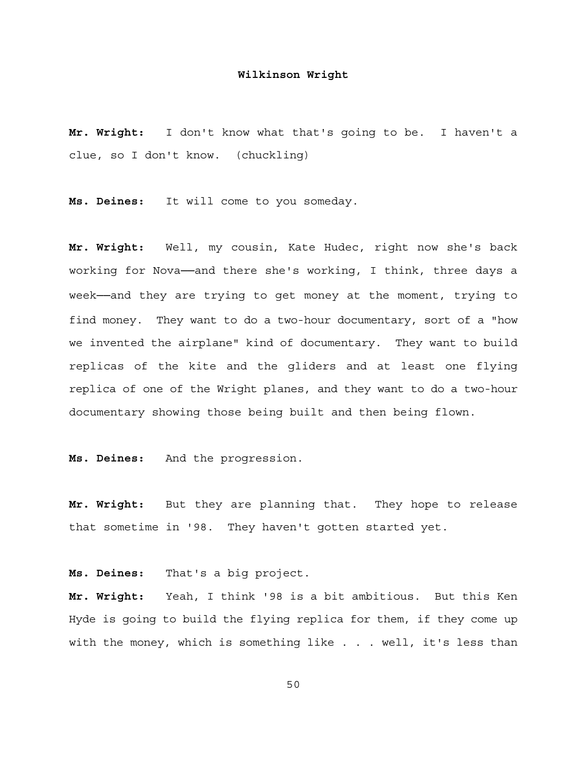**Mr. Wright:** I don't know what that's going to be. I haven't a clue, so I don't know. (chuckling)

**Ms. Deines:** It will come to you someday.

**Mr. Wright:** Well, my cousin, Kate Hudec, right now she's back working for Nova——and there she's working, I think, three days a week——and they are trying to get money at the moment, trying to find money. They want to do a two-hour documentary, sort of a "how we invented the airplane" kind of documentary. They want to build replicas of the kite and the gliders and at least one flying replica of one of the Wright planes, and they want to do a two-hour documentary showing those being built and then being flown.

**Ms. Deines:** And the progression.

**Mr. Wright:** But they are planning that. They hope to release that sometime in '98. They haven't gotten started yet.

**Ms. Deines:** That's a big project.

**Mr. Wright:** Yeah, I think '98 is a bit ambitious. But this Ken Hyde is going to build the flying replica for them, if they come up with the money, which is something like . . . well, it's less than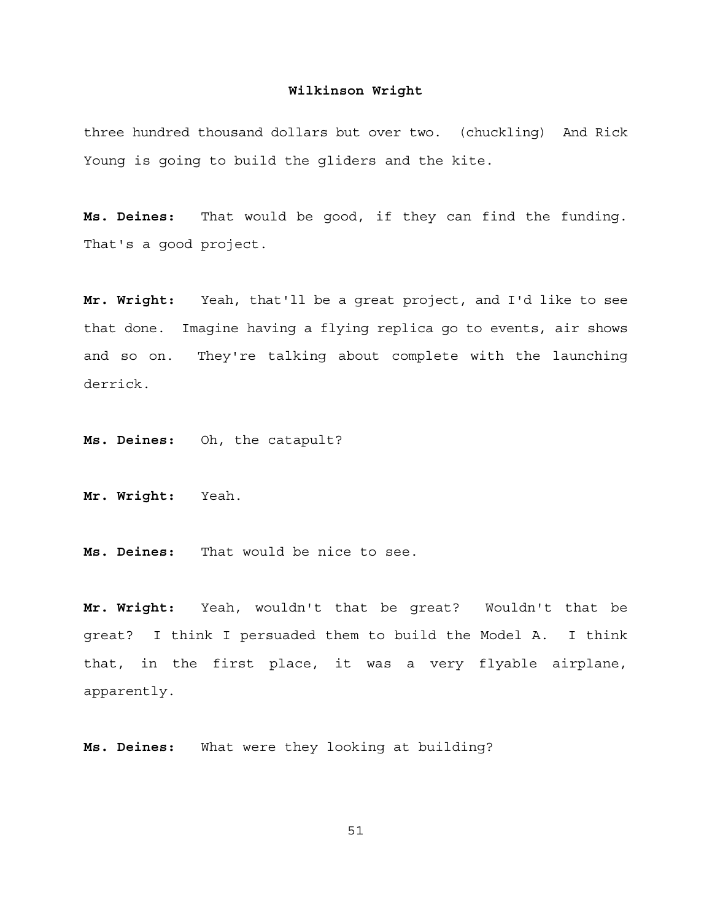three hundred thousand dollars but over two. (chuckling) And Rick Young is going to build the gliders and the kite.

**Ms. Deines:** That would be good, if they can find the funding. That's a good project.

**Mr. Wright:** Yeah, that'll be a great project, and I'd like to see that done. Imagine having a flying replica go to events, air shows and so on. They're talking about complete with the launching derrick.

**Ms. Deines:** Oh, the catapult?

**Mr. Wright:** Yeah.

**Ms. Deines:** That would be nice to see.

**Mr. Wright:** Yeah, wouldn't that be great? Wouldn't that be great? I think I persuaded them to build the Model A. I think that, in the first place, it was a very flyable airplane, apparently.

**Ms. Deines:** What were they looking at building?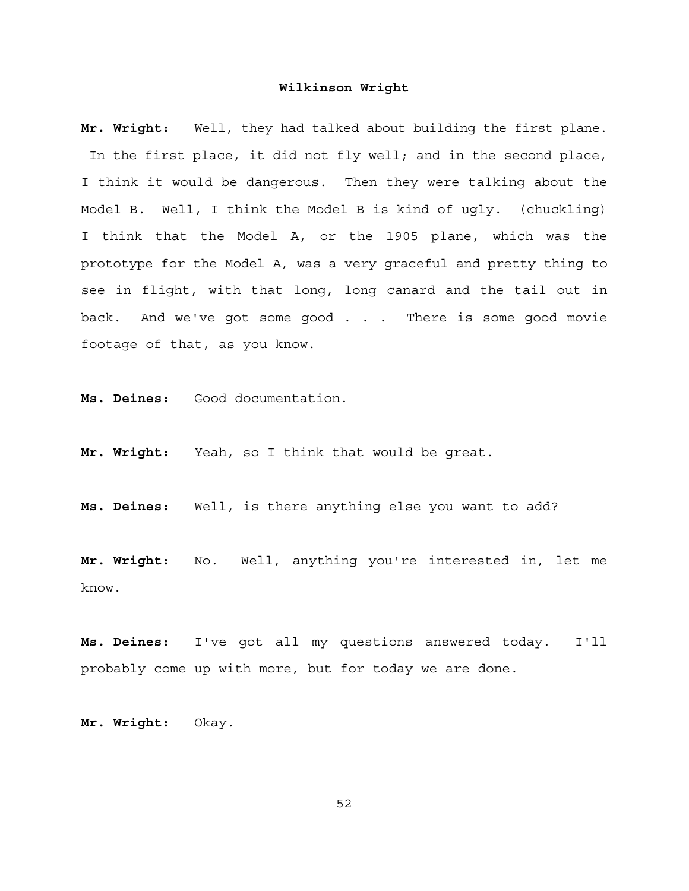**Mr. Wright:** Well, they had talked about building the first plane. In the first place, it did not fly well; and in the second place, I think it would be dangerous. Then they were talking about the Model B. Well, I think the Model B is kind of ugly. (chuckling) I think that the Model A, or the 1905 plane, which was the prototype for the Model A, was a very graceful and pretty thing to see in flight, with that long, long canard and the tail out in back. And we've got some good . . . There is some good movie footage of that, as you know.

**Ms. Deines:** Good documentation.

**Mr. Wright:** Yeah, so I think that would be great.

**Ms. Deines:** Well, is there anything else you want to add?

**Mr. Wright:** No. Well, anything you're interested in, let me know.

**Ms. Deines:** I've got all my questions answered today. I'll probably come up with more, but for today we are done.

**Mr. Wright:** Okay.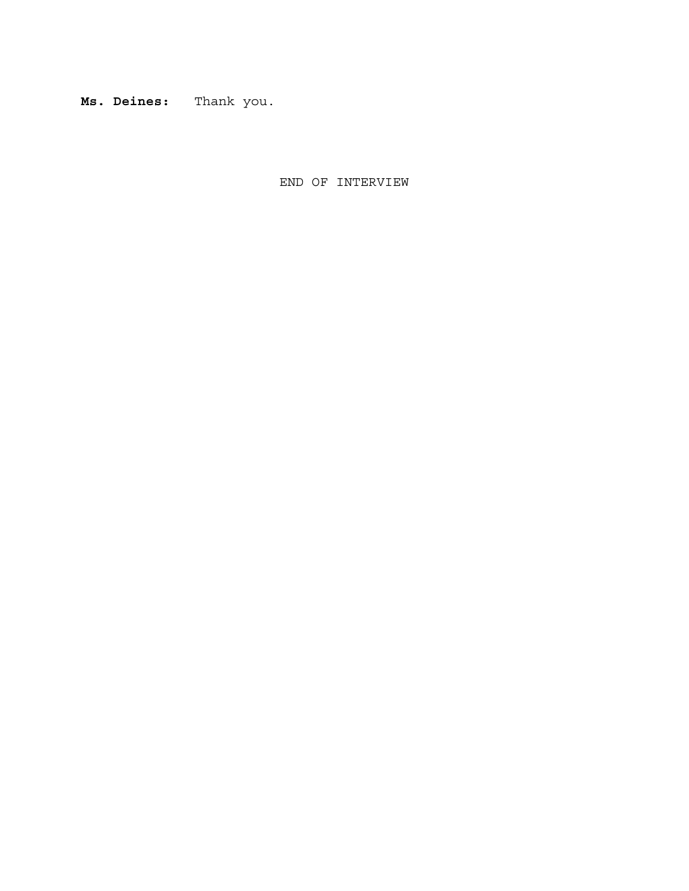**Ms. Deines:** Thank you.

END OF INTERVIEW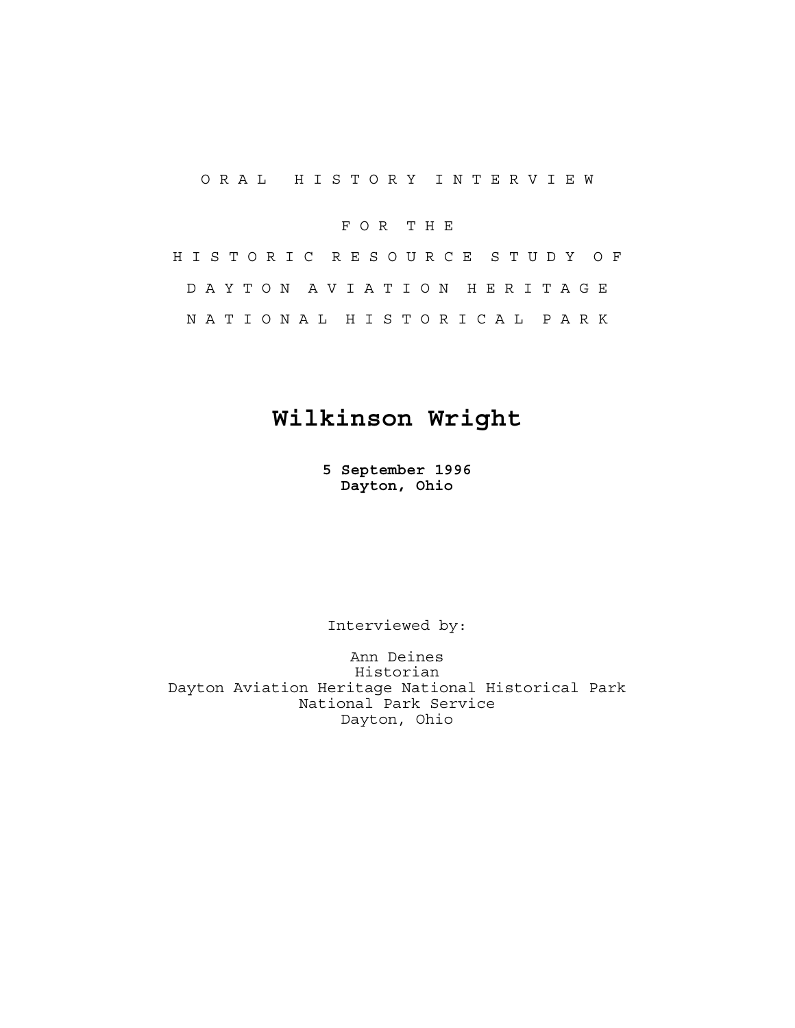ORAL HISTORY INTERVIEW

FOR THE

HISTORIC RESOURCE STUDY OF

DAYTON AVIATION HERITAGE

NATIONAL HISTORICAL PARK

# Wilkinson Wright

**5 September 1996**
**Dayton, Ohio**

Interviewed by:

Ann Deines
Historian
Dayton Aviation Heritage National Historical Park
National Park Service
Dayton, Ohio